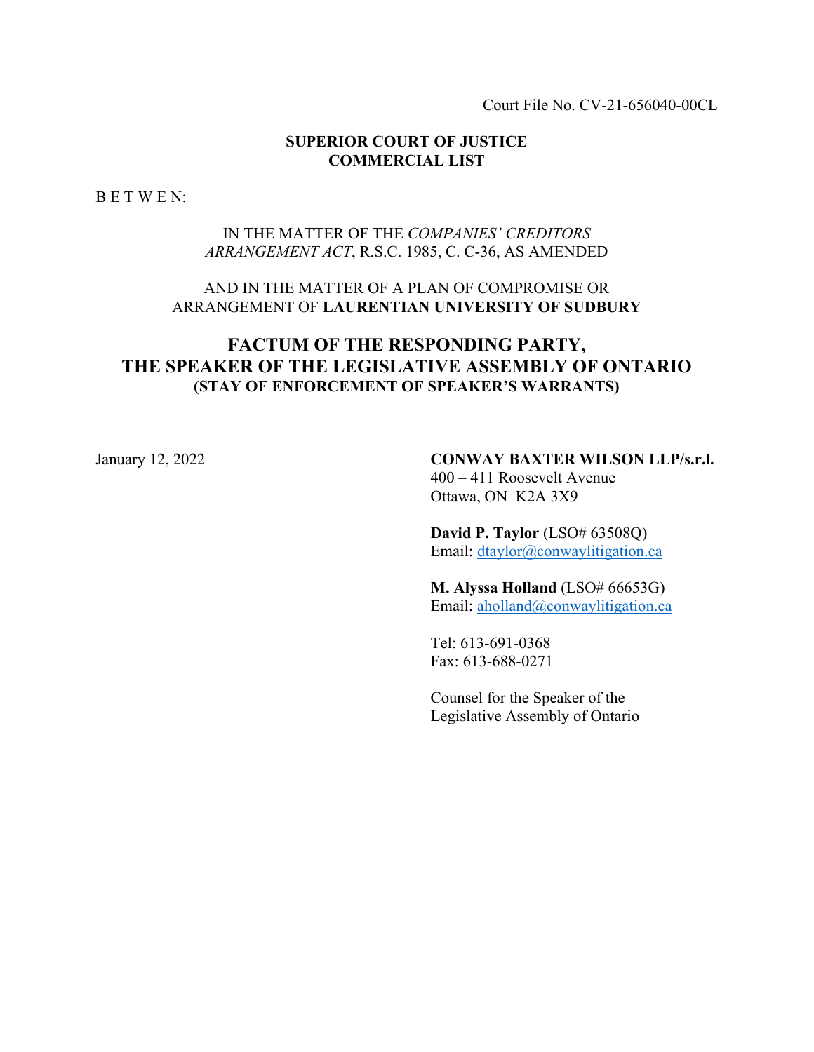Court File No. CV-21-656040-00CL

**SUPERIOR COURT OF JUSTICE**
**COMMERCIAL LIST**

B E T W E N:

IN THE MATTER OF THE *COMPANIES' CREDITORS ARRANGEMENT ACT*, R.S.C. 1985, C. C-36, AS AMENDED

AND IN THE MATTER OF A PLAN OF COMPROMISE OR ARRANGEMENT OF **LAURENTIAN UNIVERSITY OF SUDBURY**

# FACTUM OF THE RESPONDING PARTY, THE SPEAKER OF THE LEGISLATIVE ASSEMBLY OF ONTARIO

## (STAY OF ENFORCEMENT OF SPEAKER'S WARRANTS)

January 12, 2022

**CONWAY BAXTER WILSON LLP/s.r.l.**
400 – 411 Roosevelt Avenue
Ottawa, ON K2A 3X9

**David P. Taylor** (LSO# 63508Q)
Email: dtaylor@conwaylitigation.ca

**M. Alyssa Holland** (LSO# 66653G)
Email: aholland@conwaylitigation.ca

Tel: 613-691-0368
Fax: 613-688-0271

Counsel for the Speaker of the Legislative Assembly of Ontario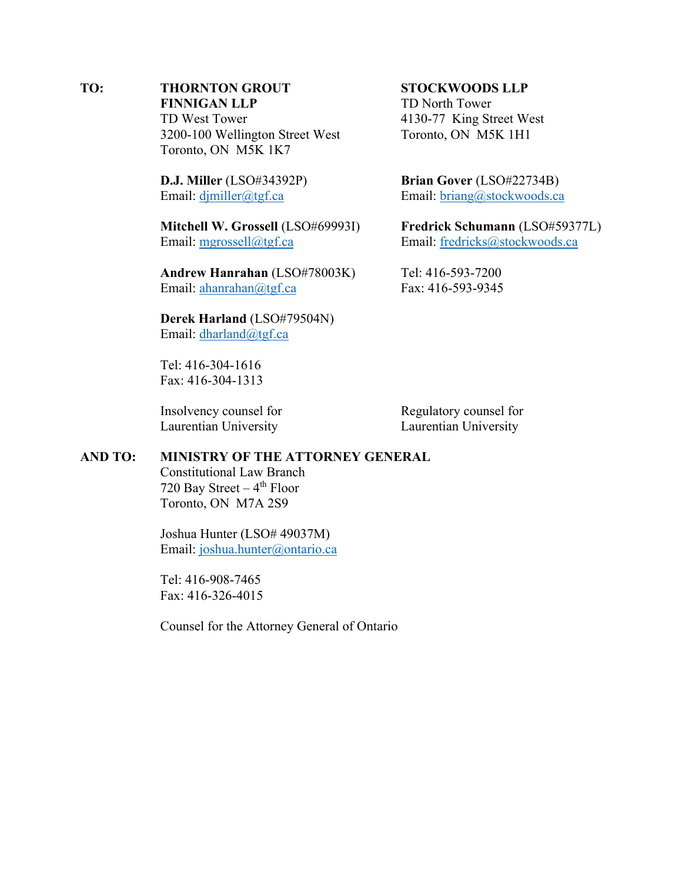**TO:**

**THORNTON GROUT FINNIGAN LLP**
TD West Tower
3200-100 Wellington Street West
Toronto, ON M5K 1K7

**D.J. Miller** (LSO#34392P)
Email: djmiller@tgf.ca

**Mitchell W. Grossell** (LSO#69993I)
Email: mgrossell@tgf.ca

**Andrew Hanrahan** (LSO#78003K)
Email: ahanrahan@tgf.ca

**Derek Harland** (LSO#79504N)
Email: dharland@tgf.ca

Tel: 416-304-1616
Fax: 416-304-1313

Insolvency counsel for
Laurentian University

**STOCKWOODS LLP**
TD North Tower
4130-77 King Street West
Toronto, ON M5K 1H1

**Brian Gover** (LSO#22734B)
Email: briang@stockwoods.ca

**Fredrick Schumann** (LSO#59377L)
Email: fredricks@stockwoods.ca

Tel: 416-593-7200
Fax: 416-593-9345

Regulatory counsel for
Laurentian University

**AND TO:**

**MINISTRY OF THE ATTORNEY GENERAL**
Constitutional Law Branch
720 Bay Street – 4th Floor
Toronto, ON M7A 2S9

Joshua Hunter (LSO# 49037M)
Email: joshua.hunter@ontario.ca

Tel: 416-908-7465
Fax: 416-326-4015

Counsel for the Attorney General of Ontario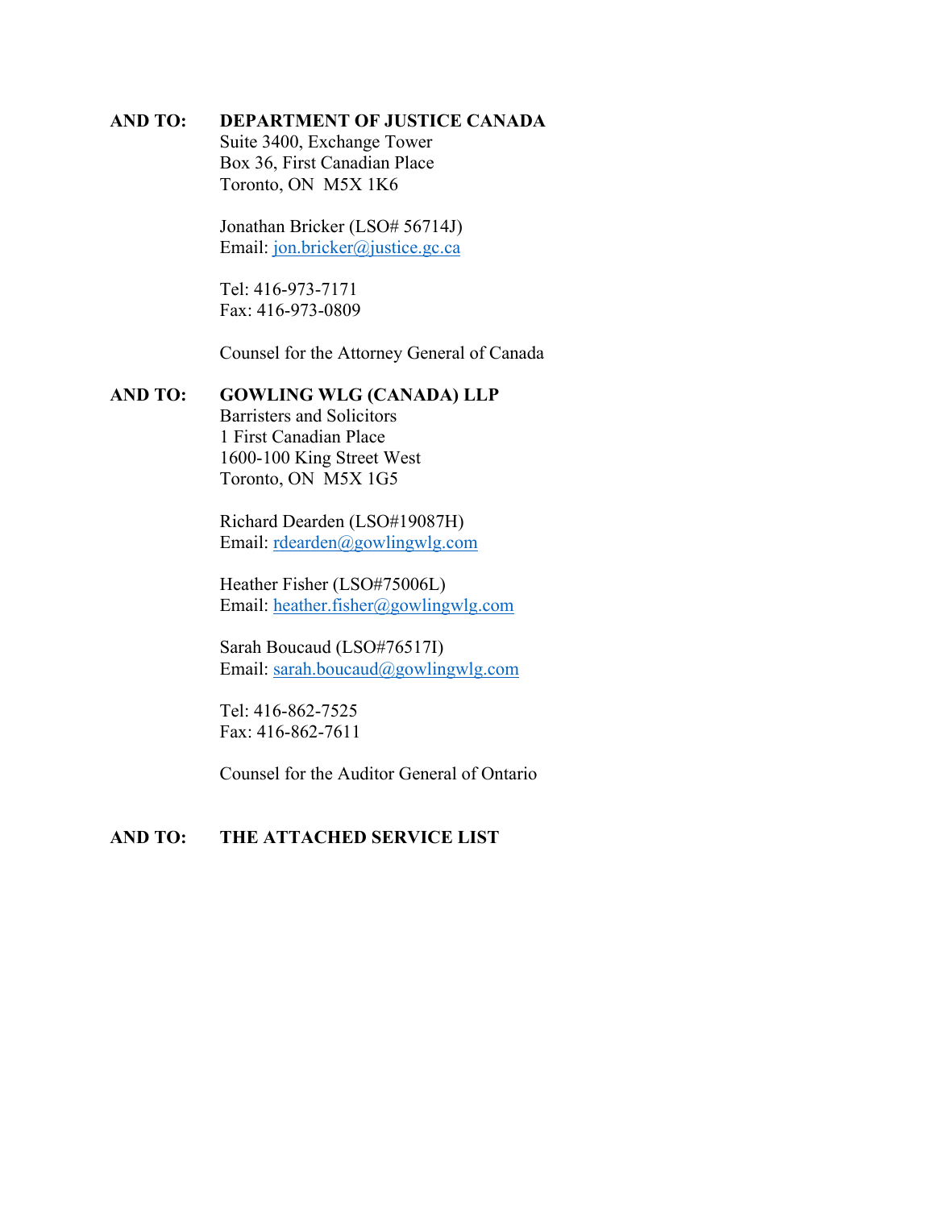**AND TO:** **DEPARTMENT OF JUSTICE CANADA**
Suite 3400, Exchange Tower
Box 36, First Canadian Place
Toronto, ON M5X 1K6

Jonathan Bricker (LSO# 56714J)
Email: jon.bricker@justice.gc.ca

Tel: 416-973-7171
Fax: 416-973-0809

Counsel for the Attorney General of Canada

**AND TO:** **GOWLING WLG (CANADA) LLP**
Barristers and Solicitors
1 First Canadian Place
1600-100 King Street West
Toronto, ON M5X 1G5

Richard Dearden (LSO#19087H)
Email: rdearden@gowlingwlg.com

Heather Fisher (LSO#75006L)
Email: heather.fisher@gowlingwlg.com

Sarah Boucaud (LSO#76517I)
Email: sarah.boucaud@gowlingwlg.com

Tel: 416-862-7525
Fax: 416-862-7611

Counsel for the Auditor General of Ontario

**AND TO:** **THE ATTACHED SERVICE LIST**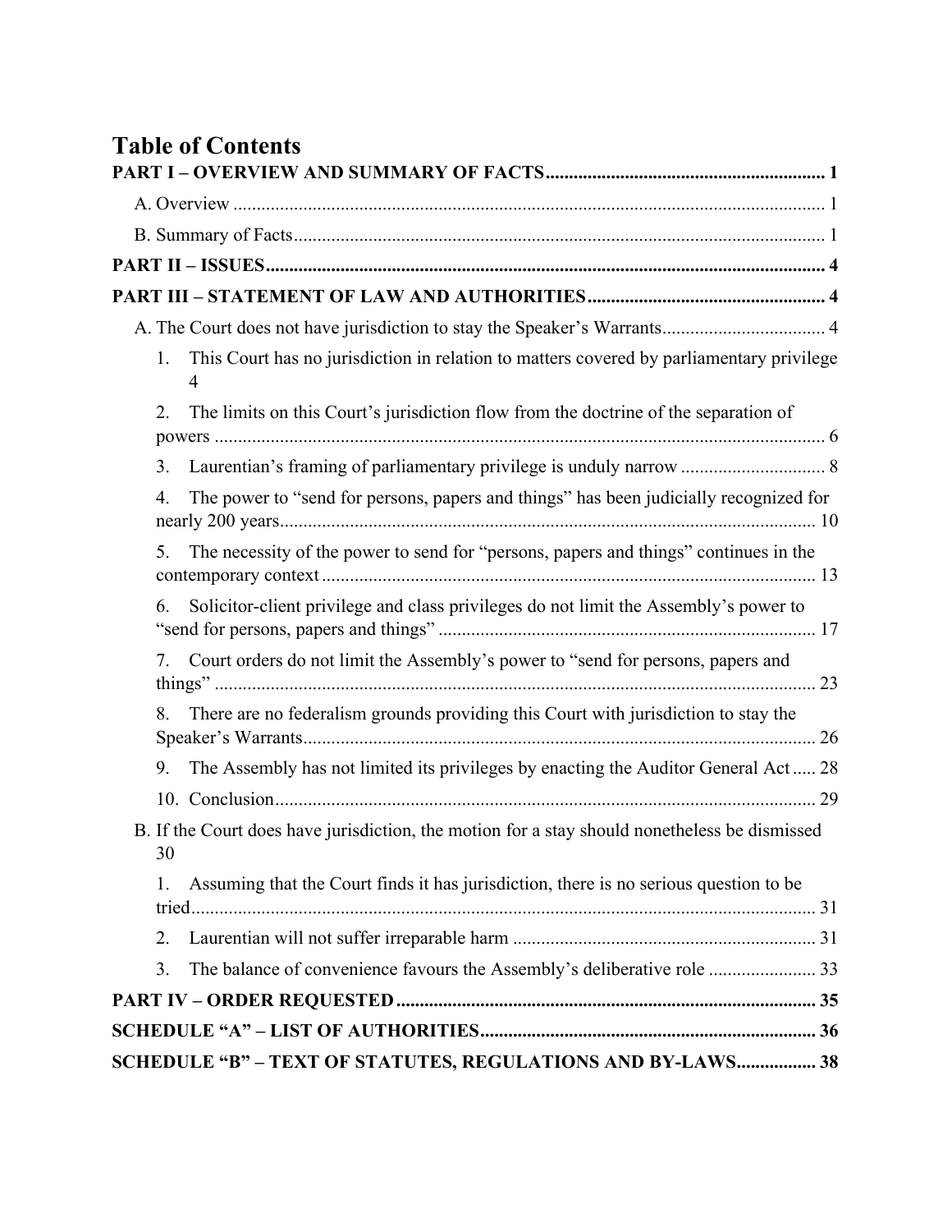# Table of Contents

**PART I – OVERVIEW AND SUMMARY OF FACTS** .......... 1

- A. Overview .......... 1
- B. Summary of Facts .......... 1

**PART II – ISSUES** .......... 4

**PART III – STATEMENT OF LAW AND AUTHORITIES** .......... 4

- A. The Court does not have jurisdiction to stay the Speaker's Warrants .......... 4
  1. This Court has no jurisdiction in relation to matters covered by parliamentary privilege .......... 4
  2. The limits on this Court's jurisdiction flow from the doctrine of the separation of powers .......... 6
  3. Laurentian's framing of parliamentary privilege is unduly narrow .......... 8
  4. The power to "send for persons, papers and things" has been judicially recognized for nearly 200 years .......... 10
  5. The necessity of the power to send for "persons, papers and things" continues in the contemporary context .......... 13
  6. Solicitor-client privilege and class privileges do not limit the Assembly's power to "send for persons, papers and things" .......... 17
  7. Court orders do not limit the Assembly's power to "send for persons, papers and things" .......... 23
  8. There are no federalism grounds providing this Court with jurisdiction to stay the Speaker's Warrants .......... 26
  9. The Assembly has not limited its privileges by enacting the Auditor General Act .......... 28
  10. Conclusion .......... 29
- B. If the Court does have jurisdiction, the motion for a stay should nonetheless be dismissed .......... 30
  1. Assuming that the Court finds it has jurisdiction, there is no serious question to be tried .......... 31
  2. Laurentian will not suffer irreparable harm .......... 31
  3. The balance of convenience favours the Assembly's deliberative role .......... 33

**PART IV – ORDER REQUESTED** .......... 35

**SCHEDULE "A" – LIST OF AUTHORITIES** .......... 36

**SCHEDULE "B" – TEXT OF STATUTES, REGULATIONS AND BY-LAWS** .......... 38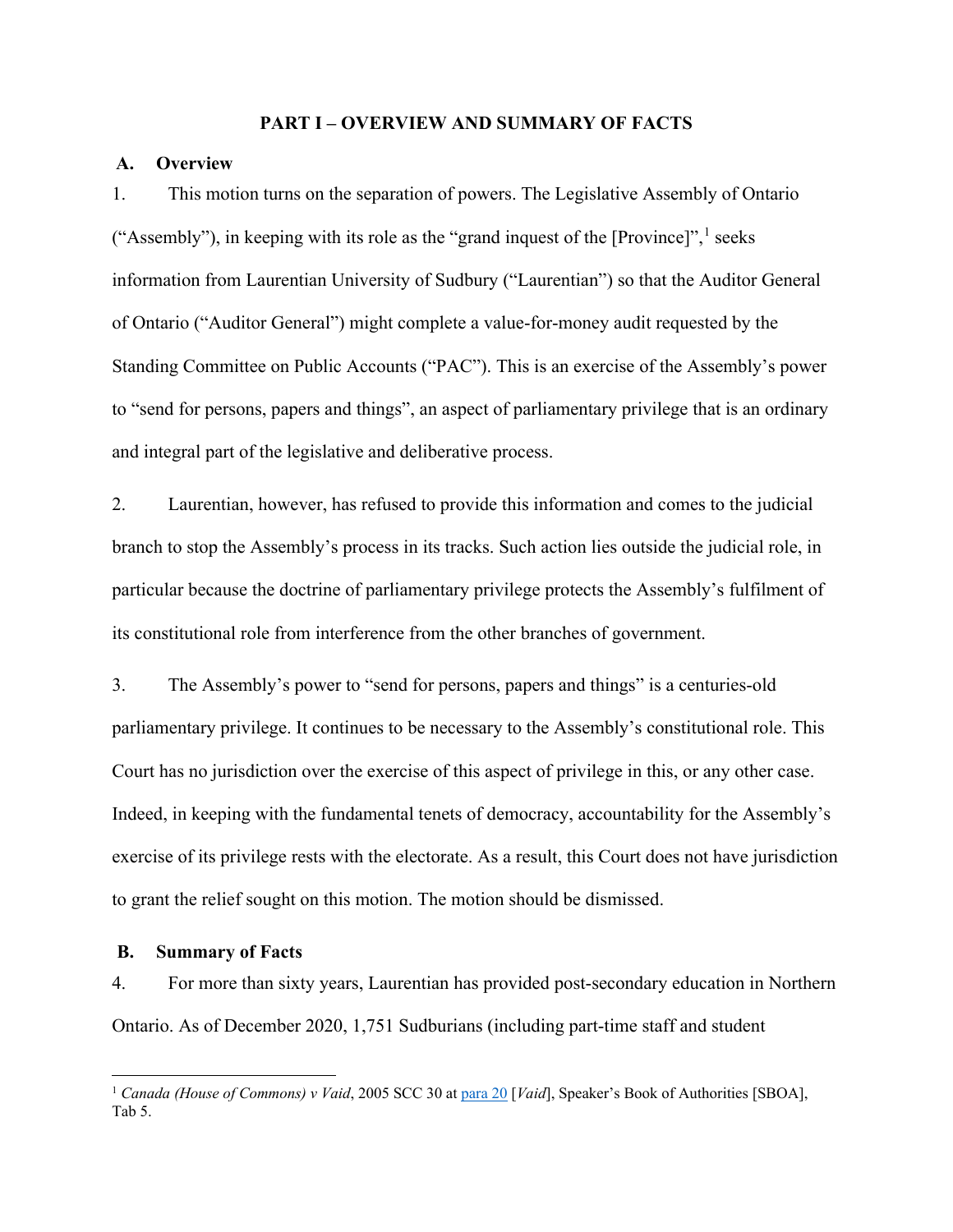# PART I – OVERVIEW AND SUMMARY OF FACTS

## A. Overview

1. This motion turns on the separation of powers. The Legislative Assembly of Ontario ("Assembly"), in keeping with its role as the "grand inquest of the [Province]",[1] seeks information from Laurentian University of Sudbury ("Laurentian") so that the Auditor General of Ontario ("Auditor General") might complete a value-for-money audit requested by the Standing Committee on Public Accounts ("PAC"). This is an exercise of the Assembly's power to "send for persons, papers and things", an aspect of parliamentary privilege that is an ordinary and integral part of the legislative and deliberative process.

2. Laurentian, however, has refused to provide this information and comes to the judicial branch to stop the Assembly's process in its tracks. Such action lies outside the judicial role, in particular because the doctrine of parliamentary privilege protects the Assembly's fulfilment of its constitutional role from interference from the other branches of government.

3. The Assembly's power to "send for persons, papers and things" is a centuries-old parliamentary privilege. It continues to be necessary to the Assembly's constitutional role. This Court has no jurisdiction over the exercise of this aspect of privilege in this, or any other case. Indeed, in keeping with the fundamental tenets of democracy, accountability for the Assembly's exercise of its privilege rests with the electorate. As a result, this Court does not have jurisdiction to grant the relief sought on this motion. The motion should be dismissed.

## B. Summary of Facts

4. For more than sixty years, Laurentian has provided post-secondary education in Northern Ontario. As of December 2020, 1,751 Sudburians (including part-time staff and student

---

[1] *Canada (House of Commons) v Vaid*, 2005 SCC 30 at para 20 [*Vaid*], Speaker's Book of Authorities [SBOA], Tab 5.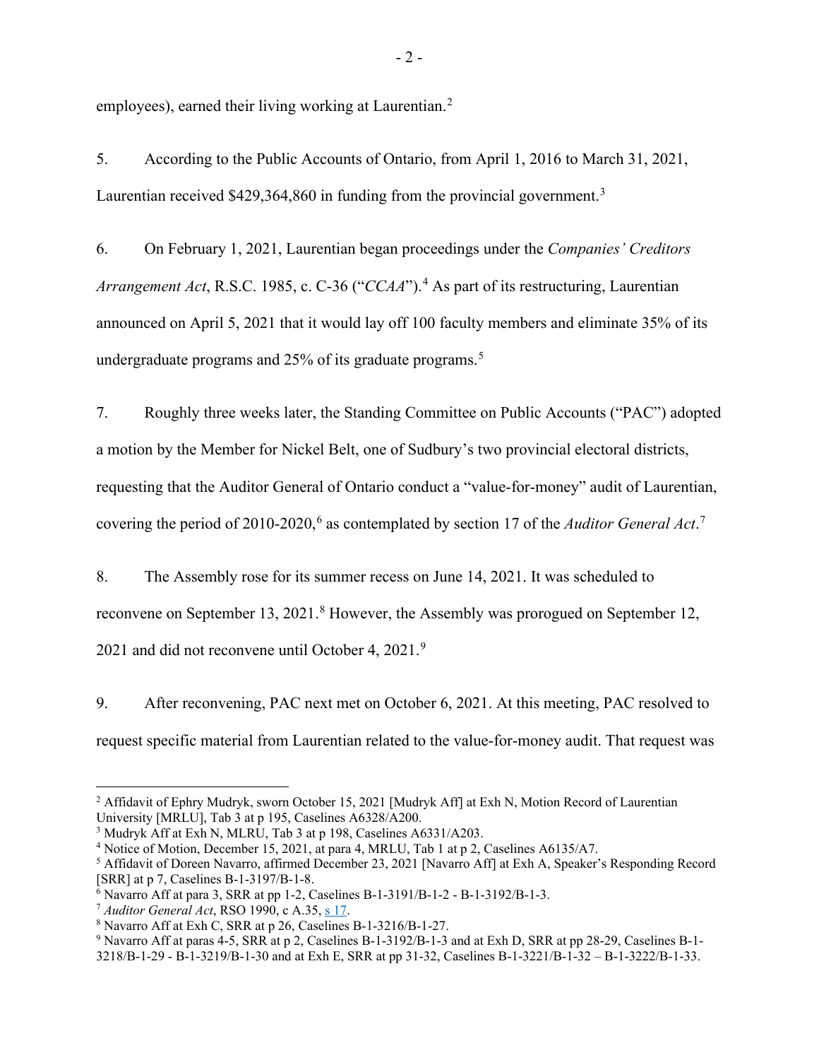employees), earned their living working at Laurentian.[2]

5. According to the Public Accounts of Ontario, from April 1, 2016 to March 31, 2021, Laurentian received $429,364,860 in funding from the provincial government.[3]

6. On February 1, 2021, Laurentian began proceedings under the *Companies' Creditors Arrangement Act*, R.S.C. 1985, c. C-36 ("*CCAA*").[4] As part of its restructuring, Laurentian announced on April 5, 2021 that it would lay off 100 faculty members and eliminate 35% of its undergraduate programs and 25% of its graduate programs.[5]

7. Roughly three weeks later, the Standing Committee on Public Accounts ("PAC") adopted a motion by the Member for Nickel Belt, one of Sudbury's two provincial electoral districts, requesting that the Auditor General of Ontario conduct a "value-for-money" audit of Laurentian, covering the period of 2010-2020,[6] as contemplated by section 17 of the *Auditor General Act*.[7]

8. The Assembly rose for its summer recess on June 14, 2021. It was scheduled to reconvene on September 13, 2021.[8] However, the Assembly was prorogued on September 12, 2021 and did not reconvene until October 4, 2021.[9]

9. After reconvening, PAC next met on October 6, 2021. At this meeting, PAC resolved to request specific material from Laurentian related to the value-for-money audit. That request was

---

[2] Affidavit of Ephry Mudryk, sworn October 15, 2021 [Mudryk Aff] at Exh N, Motion Record of Laurentian University [MRLU], Tab 3 at p 195, Caselines A6328/A200.

[3] Mudryk Aff at Exh N, MLRU, Tab 3 at p 198, Caselines A6331/A203.

[4] Notice of Motion, December 15, 2021, at para 4, MRLU, Tab 1 at p 2, Caselines A6135/A7.

[5] Affidavit of Doreen Navarro, affirmed December 23, 2021 [Navarro Aff] at Exh A, Speaker's Responding Record [SRR] at p 7, Caselines B-1-3197/B-1-8.

[6] Navarro Aff at para 3, SRR at pp 1-2, Caselines B-1-3191/B-1-2 - B-1-3192/B-1-3.

[7] *Auditor General Act*, RSO 1990, c A.35, s 17.

[8] Navarro Aff at Exh C, SRR at p 26, Caselines B-1-3216/B-1-27.

[9] Navarro Aff at paras 4-5, SRR at p 2, Caselines B-1-3192/B-1-3 and at Exh D, SRR at pp 28-29, Caselines B-1-3218/B-1-29 - B-1-3219/B-1-30 and at Exh E, SRR at pp 31-32, Caselines B-1-3221/B-1-32 – B-1-3222/B-1-33.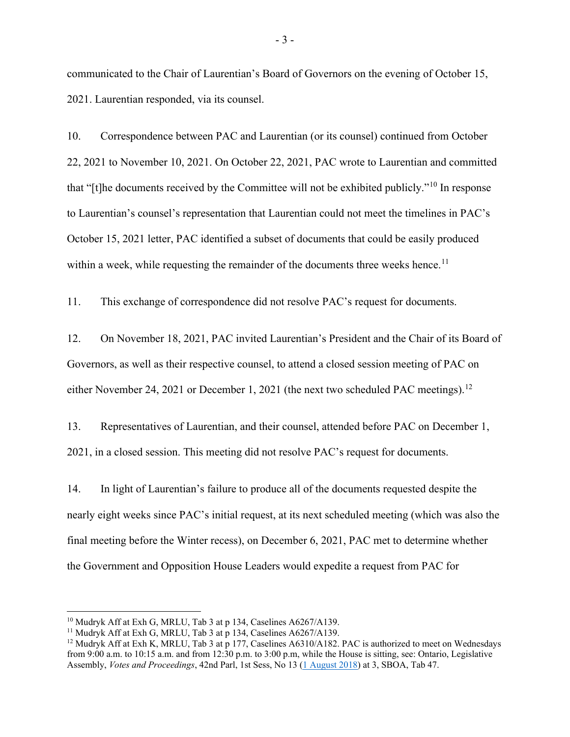communicated to the Chair of Laurentian's Board of Governors on the evening of October 15, 2021. Laurentian responded, via its counsel.

10. Correspondence between PAC and Laurentian (or its counsel) continued from October 22, 2021 to November 10, 2021. On October 22, 2021, PAC wrote to Laurentian and committed that "[t]he documents received by the Committee will not be exhibited publicly."[10] In response to Laurentian's counsel's representation that Laurentian could not meet the timelines in PAC's October 15, 2021 letter, PAC identified a subset of documents that could be easily produced within a week, while requesting the remainder of the documents three weeks hence.[11]

11. This exchange of correspondence did not resolve PAC's request for documents.

12. On November 18, 2021, PAC invited Laurentian's President and the Chair of its Board of Governors, as well as their respective counsel, to attend a closed session meeting of PAC on either November 24, 2021 or December 1, 2021 (the next two scheduled PAC meetings).[12]

13. Representatives of Laurentian, and their counsel, attended before PAC on December 1, 2021, in a closed session. This meeting did not resolve PAC's request for documents.

14. In light of Laurentian's failure to produce all of the documents requested despite the nearly eight weeks since PAC's initial request, at its next scheduled meeting (which was also the final meeting before the Winter recess), on December 6, 2021, PAC met to determine whether the Government and Opposition House Leaders would expedite a request from PAC for

---

[10] Mudryk Aff at Exh G, MRLU, Tab 3 at p 134, Caselines A6267/A139.

[11] Mudryk Aff at Exh G, MRLU, Tab 3 at p 134, Caselines A6267/A139.

[12] Mudryk Aff at Exh K, MRLU, Tab 3 at p 177, Caselines A6310/A182. PAC is authorized to meet on Wednesdays from 9:00 a.m. to 10:15 a.m. and from 12:30 p.m. to 3:00 p.m, while the House is sitting, see: Ontario, Legislative Assembly, *Votes and Proceedings*, 42nd Parl, 1st Sess, No 13 (1 August 2018) at 3, SBOA, Tab 47.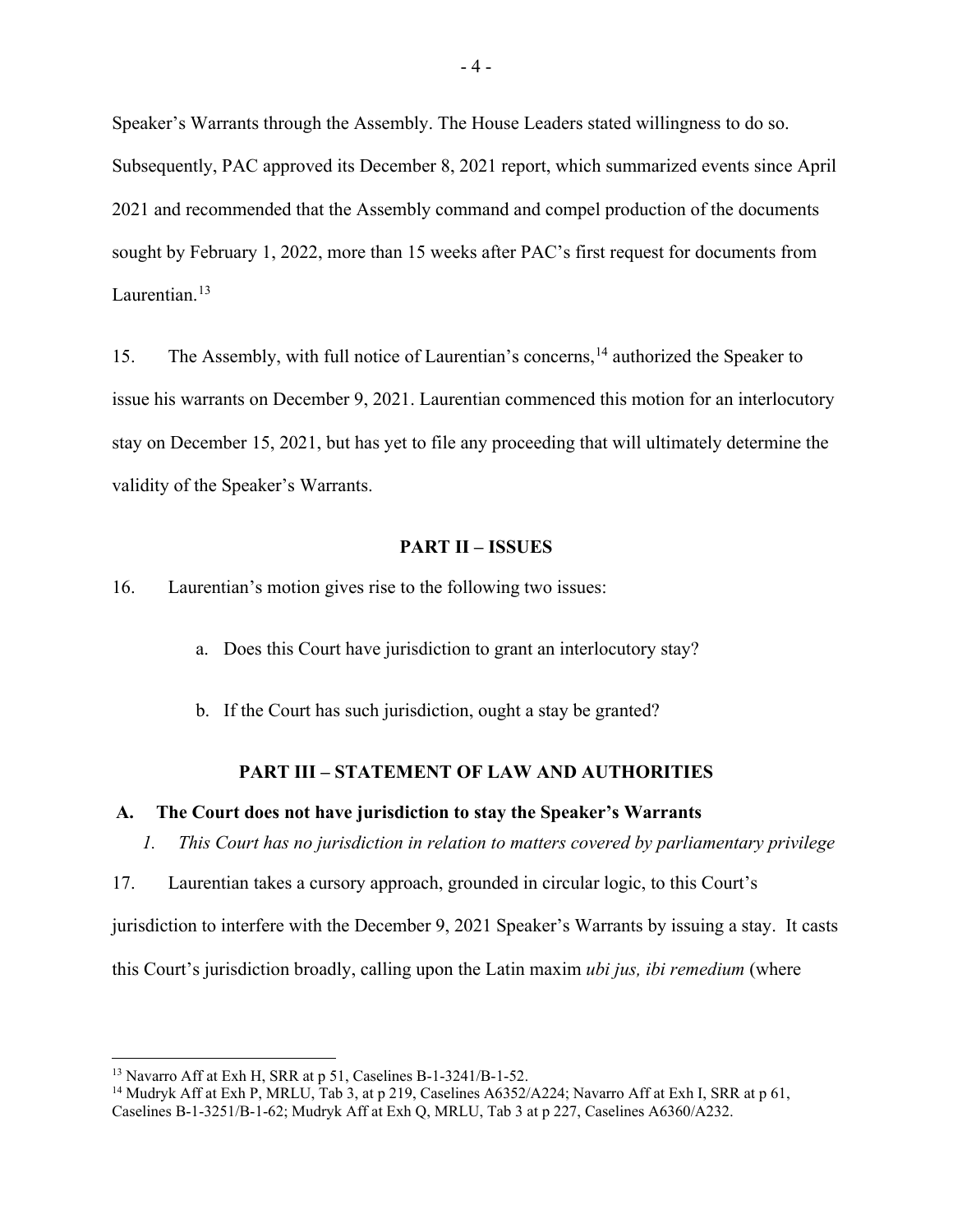Speaker's Warrants through the Assembly. The House Leaders stated willingness to do so. Subsequently, PAC approved its December 8, 2021 report, which summarized events since April 2021 and recommended that the Assembly command and compel production of the documents sought by February 1, 2022, more than 15 weeks after PAC's first request for documents from Laurentian.[13]

15. The Assembly, with full notice of Laurentian's concerns,[14] authorized the Speaker to issue his warrants on December 9, 2021. Laurentian commenced this motion for an interlocutory stay on December 15, 2021, but has yet to file any proceeding that will ultimately determine the validity of the Speaker's Warrants.

## PART II – ISSUES

16. Laurentian's motion gives rise to the following two issues:

a. Does this Court have jurisdiction to grant an interlocutory stay?

b. If the Court has such jurisdiction, ought a stay be granted?

## PART III – STATEMENT OF LAW AND AUTHORITIES

### A. The Court does not have jurisdiction to stay the Speaker's Warrants

*1. This Court has no jurisdiction in relation to matters covered by parliamentary privilege*

17. Laurentian takes a cursory approach, grounded in circular logic, to this Court's jurisdiction to interfere with the December 9, 2021 Speaker's Warrants by issuing a stay. It casts this Court's jurisdiction broadly, calling upon the Latin maxim *ubi jus, ibi remedium* (where

---

[13] Navarro Aff at Exh H, SRR at p 51, Caselines B-1-3241/B-1-52.

[14] Mudryk Aff at Exh P, MRLU, Tab 3, at p 219, Caselines A6352/A224; Navarro Aff at Exh I, SRR at p 61, Caselines B-1-3251/B-1-62; Mudryk Aff at Exh Q, MRLU, Tab 3 at p 227, Caselines A6360/A232.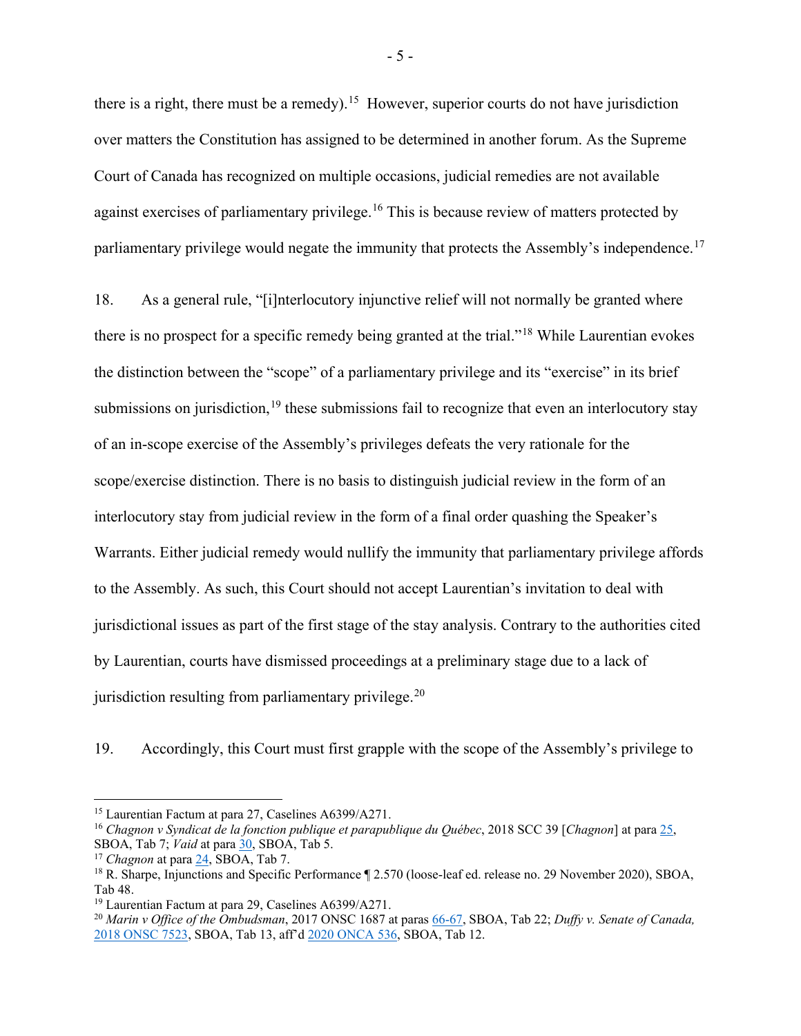there is a right, there must be a remedy).[15] However, superior courts do not have jurisdiction over matters the Constitution has assigned to be determined in another forum. As the Supreme Court of Canada has recognized on multiple occasions, judicial remedies are not available against exercises of parliamentary privilege.[16] This is because review of matters protected by parliamentary privilege would negate the immunity that protects the Assembly's independence.[17]

18. As a general rule, "[i]nterlocutory injunctive relief will not normally be granted where there is no prospect for a specific remedy being granted at the trial."[18] While Laurentian evokes the distinction between the "scope" of a parliamentary privilege and its "exercise" in its brief submissions on jurisdiction,[19] these submissions fail to recognize that even an interlocutory stay of an in-scope exercise of the Assembly's privileges defeats the very rationale for the scope/exercise distinction. There is no basis to distinguish judicial review in the form of an interlocutory stay from judicial review in the form of a final order quashing the Speaker's Warrants. Either judicial remedy would nullify the immunity that parliamentary privilege affords to the Assembly. As such, this Court should not accept Laurentian's invitation to deal with jurisdictional issues as part of the first stage of the stay analysis. Contrary to the authorities cited by Laurentian, courts have dismissed proceedings at a preliminary stage due to a lack of jurisdiction resulting from parliamentary privilege.[20]

19. Accordingly, this Court must first grapple with the scope of the Assembly's privilege to

---

[15] Laurentian Factum at para 27, Caselines A6399/A271.

[16] *Chagnon v Syndicat de la fonction publique et parapublique du Québec*, 2018 SCC 39 [*Chagnon*] at para 25, SBOA, Tab 7; *Vaid* at para 30, SBOA, Tab 5.

[17] *Chagnon* at para 24, SBOA, Tab 7.

[18] R. Sharpe, Injunctions and Specific Performance ¶ 2.570 (loose-leaf ed. release no. 29 November 2020), SBOA, Tab 48.

[19] Laurentian Factum at para 29, Caselines A6399/A271.

[20] *Marin v Office of the Ombudsman*, 2017 ONSC 1687 at paras 66-67, SBOA, Tab 22; *Duffy v. Senate of Canada,* 2018 ONSC 7523, SBOA, Tab 13, aff'd 2020 ONCA 536, SBOA, Tab 12.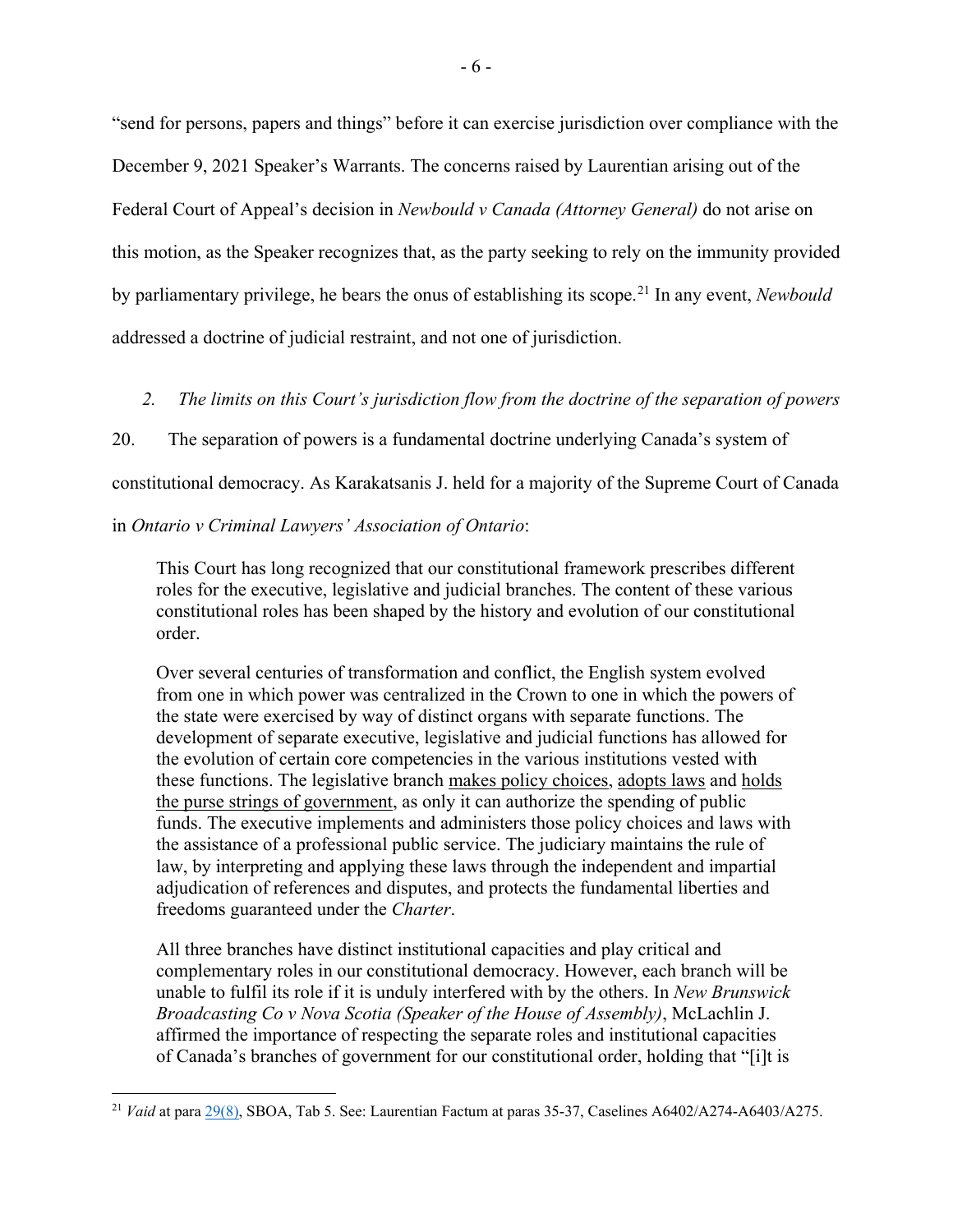"send for persons, papers and things" before it can exercise jurisdiction over compliance with the December 9, 2021 Speaker's Warrants. The concerns raised by Laurentian arising out of the Federal Court of Appeal's decision in *Newbould v Canada (Attorney General)* do not arise on this motion, as the Speaker recognizes that, as the party seeking to rely on the immunity provided by parliamentary privilege, he bears the onus of establishing its scope.[21] In any event, *Newbould* addressed a doctrine of judicial restraint, and not one of jurisdiction.

### *2. The limits on this Court's jurisdiction flow from the doctrine of the separation of powers*

20. The separation of powers is a fundamental doctrine underlying Canada's system of constitutional democracy. As Karakatsanis J. held for a majority of the Supreme Court of Canada in *Ontario v Criminal Lawyers' Association of Ontario*:

> This Court has long recognized that our constitutional framework prescribes different roles for the executive, legislative and judicial branches. The content of these various constitutional roles has been shaped by the history and evolution of our constitutional order.
>
> Over several centuries of transformation and conflict, the English system evolved from one in which power was centralized in the Crown to one in which the powers of the state were exercised by way of distinct organs with separate functions. The development of separate executive, legislative and judicial functions has allowed for the evolution of certain core competencies in the various institutions vested with these functions. The legislative branch <u>makes policy choices</u>, <u>adopts laws</u> and <u>holds the purse strings of government</u>, as only it can authorize the spending of public funds. The executive implements and administers those policy choices and laws with the assistance of a professional public service. The judiciary maintains the rule of law, by interpreting and applying these laws through the independent and impartial adjudication of references and disputes, and protects the fundamental liberties and freedoms guaranteed under the *Charter*.
>
> All three branches have distinct institutional capacities and play critical and complementary roles in our constitutional democracy. However, each branch will be unable to fulfil its role if it is unduly interfered with by the others. In *New Brunswick Broadcasting Co v Nova Scotia (Speaker of the House of Assembly)*, McLachlin J. affirmed the importance of respecting the separate roles and institutional capacities of Canada's branches of government for our constitutional order, holding that "[i]t is

---

[21] *Vaid* at para 29(8), SBOA, Tab 5. See: Laurentian Factum at paras 35-37, Caselines A6402/A274-A6403/A275.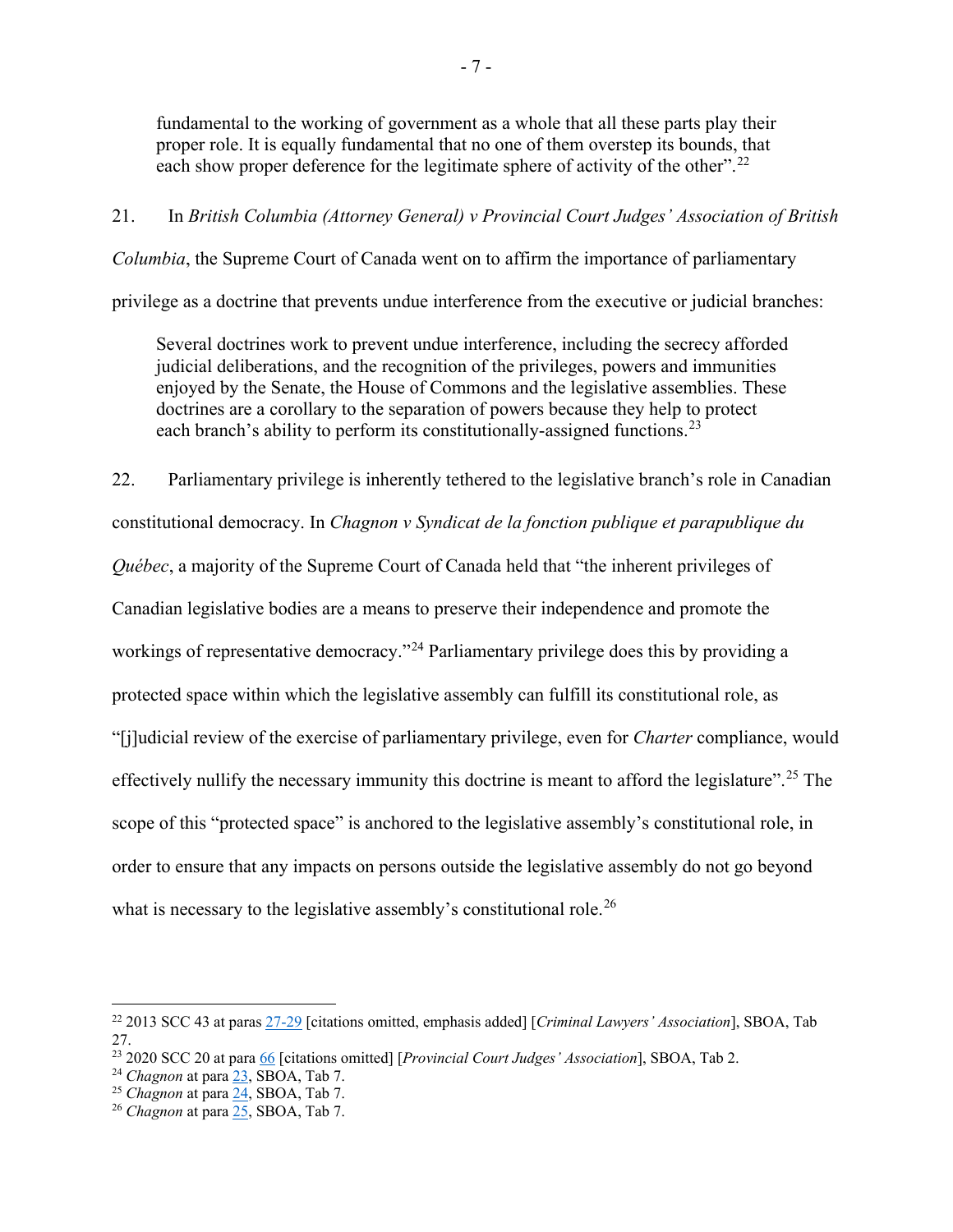> fundamental to the working of government as a whole that all these parts play their proper role. It is equally fundamental that no one of them overstep its bounds, that each show proper deference for the legitimate sphere of activity of the other".[22]

21. In *British Columbia (Attorney General) v Provincial Court Judges' Association of British Columbia*, the Supreme Court of Canada went on to affirm the importance of parliamentary privilege as a doctrine that prevents undue interference from the executive or judicial branches:

> Several doctrines work to prevent undue interference, including the secrecy afforded judicial deliberations, and the recognition of the privileges, powers and immunities enjoyed by the Senate, the House of Commons and the legislative assemblies. These doctrines are a corollary to the separation of powers because they help to protect each branch's ability to perform its constitutionally-assigned functions.[23]

22. Parliamentary privilege is inherently tethered to the legislative branch's role in Canadian constitutional democracy. In *Chagnon v Syndicat de la fonction publique et parapublique du Québec*, a majority of the Supreme Court of Canada held that "the inherent privileges of Canadian legislative bodies are a means to preserve their independence and promote the workings of representative democracy."[24] Parliamentary privilege does this by providing a protected space within which the legislative assembly can fulfill its constitutional role, as "[j]udicial review of the exercise of parliamentary privilege, even for *Charter* compliance, would effectively nullify the necessary immunity this doctrine is meant to afford the legislature".[25] The scope of this "protected space" is anchored to the legislative assembly's constitutional role, in order to ensure that any impacts on persons outside the legislative assembly do not go beyond what is necessary to the legislative assembly's constitutional role.[26]

---

[22] 2013 SCC 43 at paras 27-29 [citations omitted, emphasis added] [*Criminal Lawyers' Association*], SBOA, Tab 27.

[23] 2020 SCC 20 at para 66 [citations omitted] [*Provincial Court Judges' Association*], SBOA, Tab 2.

[24] *Chagnon* at para 23, SBOA, Tab 7.

[25] *Chagnon* at para 24, SBOA, Tab 7.

[26] *Chagnon* at para 25, SBOA, Tab 7.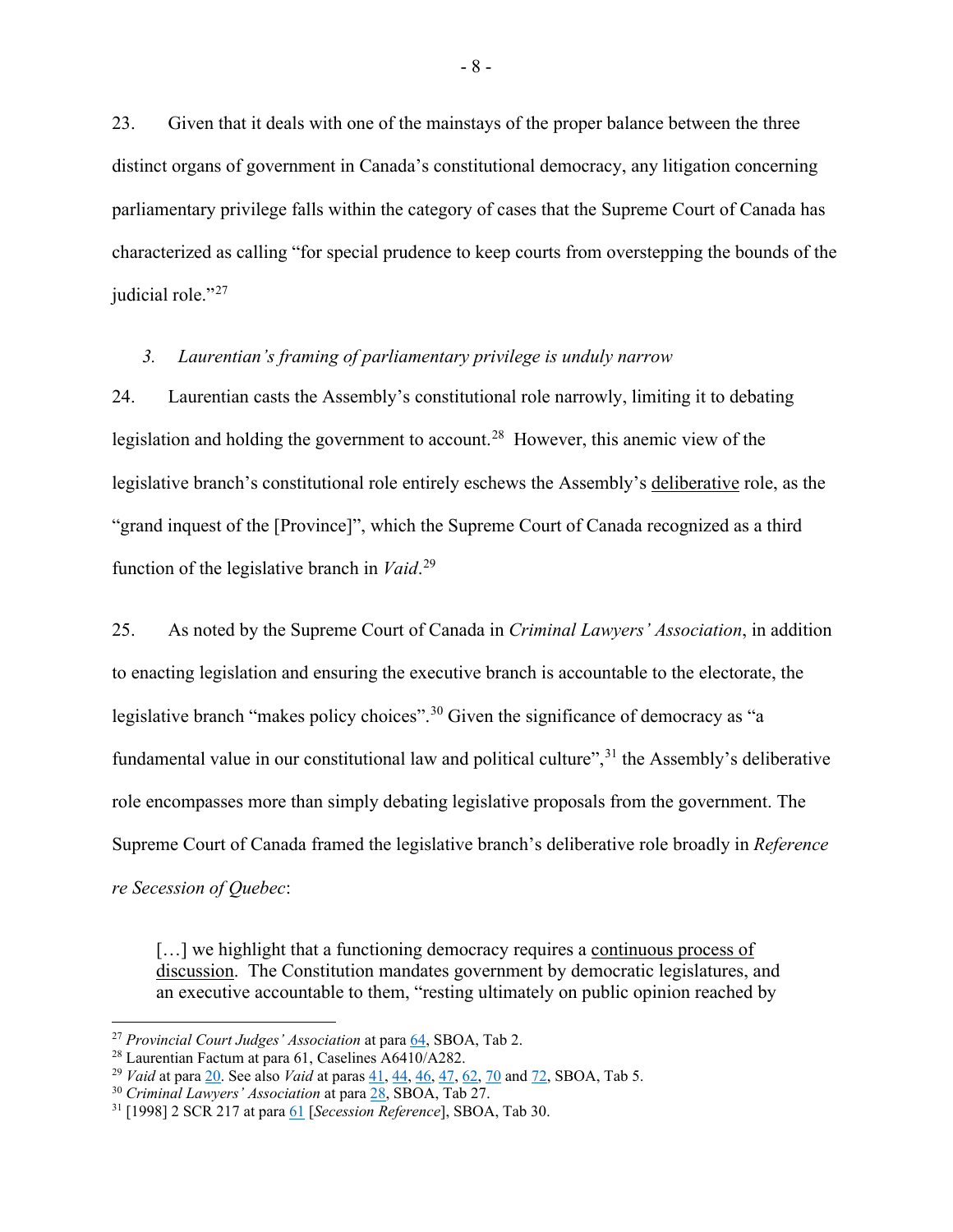23. Given that it deals with one of the mainstays of the proper balance between the three distinct organs of government in Canada's constitutional democracy, any litigation concerning parliamentary privilege falls within the category of cases that the Supreme Court of Canada has characterized as calling "for special prudence to keep courts from overstepping the bounds of the judicial role."[27]

### *3. Laurentian's framing of parliamentary privilege is unduly narrow*

24. Laurentian casts the Assembly's constitutional role narrowly, limiting it to debating legislation and holding the government to account.[28] However, this anemic view of the legislative branch's constitutional role entirely eschews the Assembly's <u>deliberative</u> role, as the "grand inquest of the [Province]", which the Supreme Court of Canada recognized as a third function of the legislative branch in *Vaid*.[29]

25. As noted by the Supreme Court of Canada in *Criminal Lawyers' Association*, in addition to enacting legislation and ensuring the executive branch is accountable to the electorate, the legislative branch "makes policy choices".[30] Given the significance of democracy as "a fundamental value in our constitutional law and political culture",[31] the Assembly's deliberative role encompasses more than simply debating legislative proposals from the government. The Supreme Court of Canada framed the legislative branch's deliberative role broadly in *Reference re Secession of Quebec*:

> […] we highlight that a functioning democracy requires a <u>continuous process of discussion</u>. The Constitution mandates government by democratic legislatures, and an executive accountable to them, "resting ultimately on public opinion reached by

---

[27] *Provincial Court Judges' Association* at para 64, SBOA, Tab 2.

[28] Laurentian Factum at para 61, Caselines A6410/A282.

[29] *Vaid* at para 20. See also *Vaid* at paras 41, 44, 46, 47, 62, 70 and 72, SBOA, Tab 5.

[30] *Criminal Lawyers' Association* at para 28, SBOA, Tab 27.

[31] [1998] 2 SCR 217 at para 61 [*Secession Reference*], SBOA, Tab 30.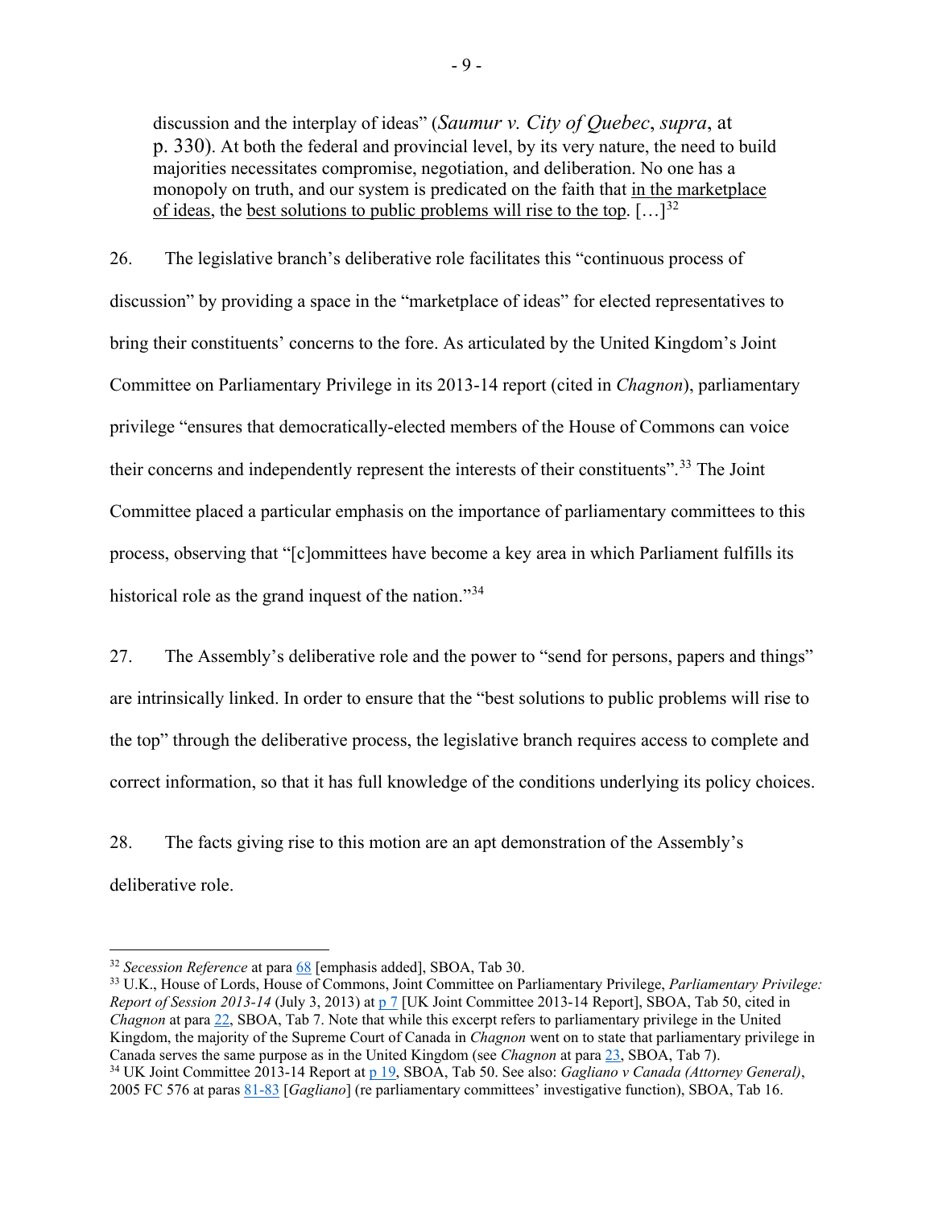discussion and the interplay of ideas" (*Saumur v. City of Quebec*, *supra*, at p. 330). At both the federal and provincial level, by its very nature, the need to build majorities necessitates compromise, negotiation, and deliberation. No one has a monopoly on truth, and our system is predicated on the faith that in the marketplace of ideas, the best solutions to public problems will rise to the top. […][32]

26. The legislative branch's deliberative role facilitates this "continuous process of discussion" by providing a space in the "marketplace of ideas" for elected representatives to bring their constituents' concerns to the fore. As articulated by the United Kingdom's Joint Committee on Parliamentary Privilege in its 2013-14 report (cited in *Chagnon*), parliamentary privilege "ensures that democratically-elected members of the House of Commons can voice their concerns and independently represent the interests of their constituents".[33] The Joint Committee placed a particular emphasis on the importance of parliamentary committees to this process, observing that "[c]ommittees have become a key area in which Parliament fulfills its historical role as the grand inquest of the nation."[34]

27. The Assembly's deliberative role and the power to "send for persons, papers and things" are intrinsically linked. In order to ensure that the "best solutions to public problems will rise to the top" through the deliberative process, the legislative branch requires access to complete and correct information, so that it has full knowledge of the conditions underlying its policy choices.

28. The facts giving rise to this motion are an apt demonstration of the Assembly's deliberative role.

---

[32] *Secession Reference* at para 68 [emphasis added], SBOA, Tab 30.

[33] U.K., House of Lords, House of Commons, Joint Committee on Parliamentary Privilege, *Parliamentary Privilege: Report of Session 2013-14* (July 3, 2013) at p 7 [UK Joint Committee 2013-14 Report], SBOA, Tab 50, cited in *Chagnon* at para 22, SBOA, Tab 7. Note that while this excerpt refers to parliamentary privilege in the United Kingdom, the majority of the Supreme Court of Canada in *Chagnon* went on to state that parliamentary privilege in Canada serves the same purpose as in the United Kingdom (see *Chagnon* at para 23, SBOA, Tab 7).

[34] UK Joint Committee 2013-14 Report at p 19, SBOA, Tab 50. See also: *Gagliano v Canada (Attorney General)*, 2005 FC 576 at paras 81-83 [*Gagliano*] (re parliamentary committees' investigative function), SBOA, Tab 16.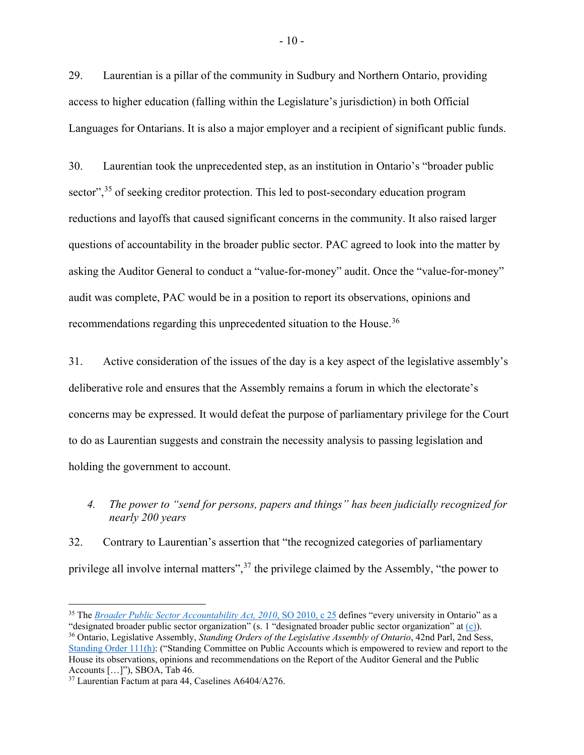29. Laurentian is a pillar of the community in Sudbury and Northern Ontario, providing access to higher education (falling within the Legislature's jurisdiction) in both Official Languages for Ontarians. It is also a major employer and a recipient of significant public funds.

30. Laurentian took the unprecedented step, as an institution in Ontario's "broader public sector",[35] of seeking creditor protection. This led to post-secondary education program reductions and layoffs that caused significant concerns in the community. It also raised larger questions of accountability in the broader public sector. PAC agreed to look into the matter by asking the Auditor General to conduct a "value-for-money" audit. Once the "value-for-money" audit was complete, PAC would be in a position to report its observations, opinions and recommendations regarding this unprecedented situation to the House.[36]

31. Active consideration of the issues of the day is a key aspect of the legislative assembly's deliberative role and ensures that the Assembly remains a forum in which the electorate's concerns may be expressed. It would defeat the purpose of parliamentary privilege for the Court to do as Laurentian suggests and constrain the necessity analysis to passing legislation and holding the government to account.

### *4. The power to "send for persons, papers and things" has been judicially recognized for nearly 200 years*

32. Contrary to Laurentian's assertion that "the recognized categories of parliamentary privilege all involve internal matters",[37] the privilege claimed by the Assembly, "the power to

---

[35] The *Broader Public Sector Accountability Act, 2010*, SO 2010, c 25 defines "every university in Ontario" as a "designated broader public sector organization" (s. 1 "designated broader public sector organization" at (c)).

[36] Ontario, Legislative Assembly, *Standing Orders of the Legislative Assembly of Ontario*, 42nd Parl, 2nd Sess, Standing Order 111(h): ("Standing Committee on Public Accounts which is empowered to review and report to the House its observations, opinions and recommendations on the Report of the Auditor General and the Public Accounts […]"), SBOA, Tab 46.

[37] Laurentian Factum at para 44, Caselines A6404/A276.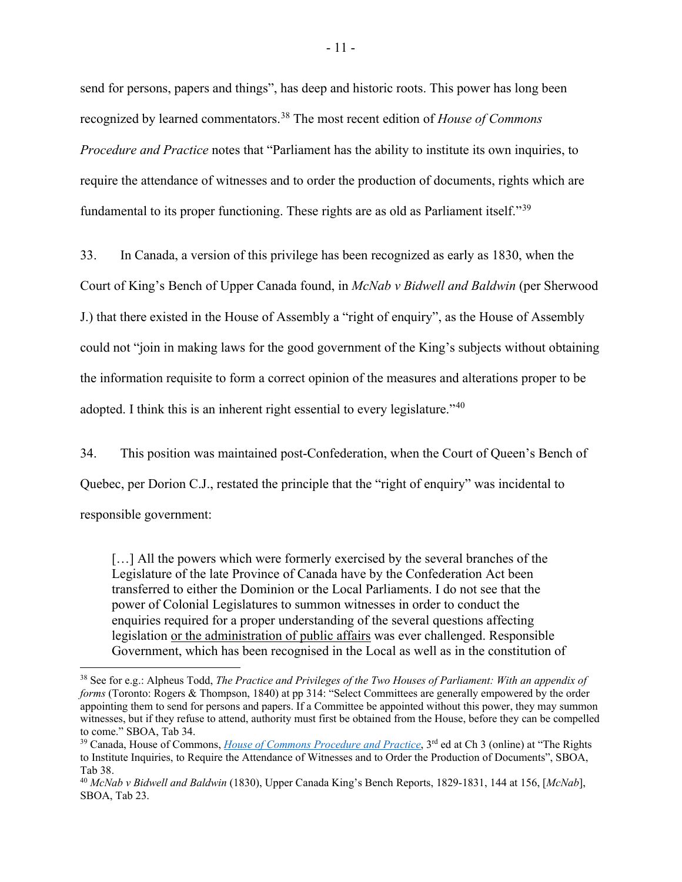send for persons, papers and things", has deep and historic roots. This power has long been recognized by learned commentators.[38] The most recent edition of *House of Commons Procedure and Practice* notes that "Parliament has the ability to institute its own inquiries, to require the attendance of witnesses and to order the production of documents, rights which are fundamental to its proper functioning. These rights are as old as Parliament itself."[39]

33. In Canada, a version of this privilege has been recognized as early as 1830, when the Court of King's Bench of Upper Canada found, in *McNab v Bidwell and Baldwin* (per Sherwood J.) that there existed in the House of Assembly a "right of enquiry", as the House of Assembly could not "join in making laws for the good government of the King's subjects without obtaining the information requisite to form a correct opinion of the measures and alterations proper to be adopted. I think this is an inherent right essential to every legislature."[40]

34. This position was maintained post-Confederation, when the Court of Queen's Bench of Quebec, per Dorion C.J., restated the principle that the "right of enquiry" was incidental to responsible government:

> […] All the powers which were formerly exercised by the several branches of the Legislature of the late Province of Canada have by the Confederation Act been transferred to either the Dominion or the Local Parliaments. I do not see that the power of Colonial Legislatures to summon witnesses in order to conduct the enquiries required for a proper understanding of the several questions affecting legislation <u>or the administration of public affairs</u> was ever challenged. Responsible Government, which has been recognised in the Local as well as in the constitution of

---

[38] See for e.g.: Alpheus Todd, *The Practice and Privileges of the Two Houses of Parliament: With an appendix of forms* (Toronto: Rogers & Thompson, 1840) at pp 314: "Select Committees are generally empowered by the order appointing them to send for persons and papers. If a Committee be appointed without this power, they may summon witnesses, but if they refuse to attend, authority must first be obtained from the House, before they can be compelled to come." SBOA, Tab 34.

[39] Canada, House of Commons, *House of Commons Procedure and Practice*, 3rd ed at Ch 3 (online) at "The Rights to Institute Inquiries, to Require the Attendance of Witnesses and to Order the Production of Documents", SBOA, Tab 38.

[40] *McNab v Bidwell and Baldwin* (1830), Upper Canada King's Bench Reports, 1829-1831, 144 at 156, [*McNab*], SBOA, Tab 23.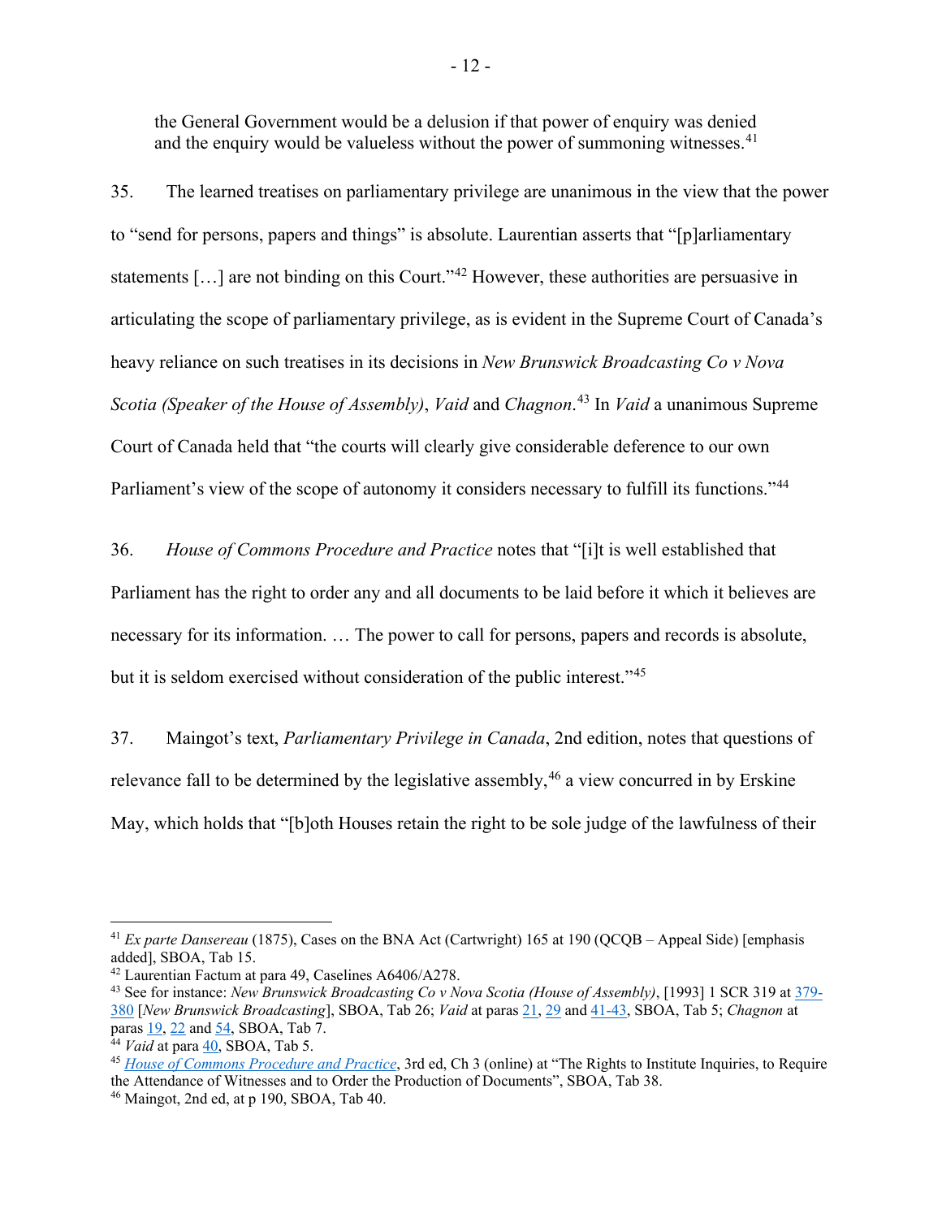the General Government would be a delusion if that power of enquiry was denied and the enquiry would be valueless without the power of summoning witnesses.[41]

35. The learned treatises on parliamentary privilege are unanimous in the view that the power to "send for persons, papers and things" is absolute. Laurentian asserts that "[p]arliamentary statements […] are not binding on this Court."[42] However, these authorities are persuasive in articulating the scope of parliamentary privilege, as is evident in the Supreme Court of Canada's heavy reliance on such treatises in its decisions in *New Brunswick Broadcasting Co v Nova Scotia (Speaker of the House of Assembly)*, *Vaid* and *Chagnon*.[43] In *Vaid* a unanimous Supreme Court of Canada held that "the courts will clearly give considerable deference to our own Parliament's view of the scope of autonomy it considers necessary to fulfill its functions."[44]

36. *House of Commons Procedure and Practice* notes that "[i]t is well established that Parliament has the right to order any and all documents to be laid before it which it believes are necessary for its information. … The power to call for persons, papers and records is absolute, but it is seldom exercised without consideration of the public interest."[45]

37. Maingot's text, *Parliamentary Privilege in Canada*, 2nd edition, notes that questions of relevance fall to be determined by the legislative assembly,[46] a view concurred in by Erskine May, which holds that "[b]oth Houses retain the right to be sole judge of the lawfulness of their

---

[41] *Ex parte Dansereau* (1875), Cases on the BNA Act (Cartwright) 165 at 190 (QCQB – Appeal Side) [emphasis added], SBOA, Tab 15.

[42] Laurentian Factum at para 49, Caselines A6406/A278.

[43] See for instance: *New Brunswick Broadcasting Co v Nova Scotia (House of Assembly)*, [1993] 1 SCR 319 at 379-380 [*New Brunswick Broadcasting*], SBOA, Tab 26; *Vaid* at paras 21, 29 and 41-43, SBOA, Tab 5; *Chagnon* at paras 19, 22 and 54, SBOA, Tab 7.

[44] *Vaid* at para 40, SBOA, Tab 5.

[45] *House of Commons Procedure and Practice*, 3rd ed, Ch 3 (online) at "The Rights to Institute Inquiries, to Require the Attendance of Witnesses and to Order the Production of Documents", SBOA, Tab 38.

[46] Maingot, 2nd ed, at p 190, SBOA, Tab 40.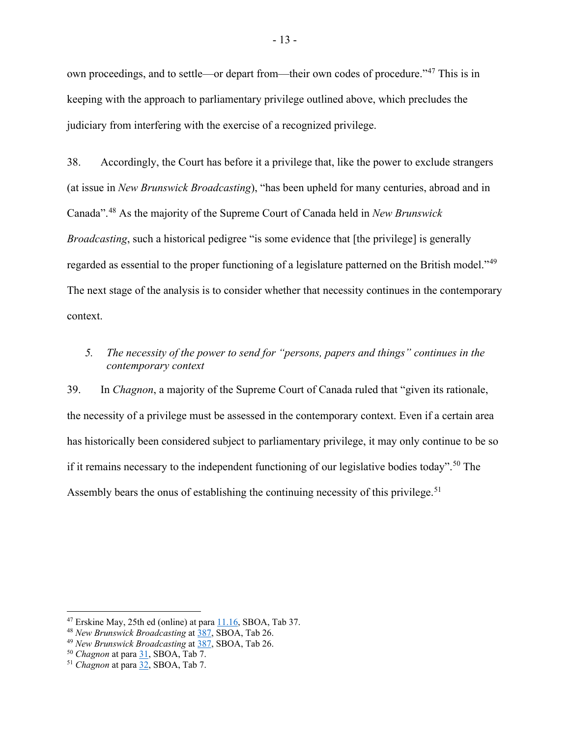own proceedings, and to settle—or depart from—their own codes of procedure."[47] This is in keeping with the approach to parliamentary privilege outlined above, which precludes the judiciary from interfering with the exercise of a recognized privilege.

38. Accordingly, the Court has before it a privilege that, like the power to exclude strangers (at issue in *New Brunswick Broadcasting*), "has been upheld for many centuries, abroad and in Canada".[48] As the majority of the Supreme Court of Canada held in *New Brunswick Broadcasting*, such a historical pedigree "is some evidence that [the privilege] is generally regarded as essential to the proper functioning of a legislature patterned on the British model."[49] The next stage of the analysis is to consider whether that necessity continues in the contemporary context.

### *5. The necessity of the power to send for "persons, papers and things" continues in the contemporary context*

39. In *Chagnon*, a majority of the Supreme Court of Canada ruled that "given its rationale, the necessity of a privilege must be assessed in the contemporary context. Even if a certain area has historically been considered subject to parliamentary privilege, it may only continue to be so if it remains necessary to the independent functioning of our legislative bodies today".[50] The Assembly bears the onus of establishing the continuing necessity of this privilege.[51]

---

[47] Erskine May, 25th ed (online) at para 11.16, SBOA, Tab 37.
[48] *New Brunswick Broadcasting* at 387, SBOA, Tab 26.
[49] *New Brunswick Broadcasting* at 387, SBOA, Tab 26.
[50] *Chagnon* at para 31, SBOA, Tab 7.
[51] *Chagnon* at para 32, SBOA, Tab 7.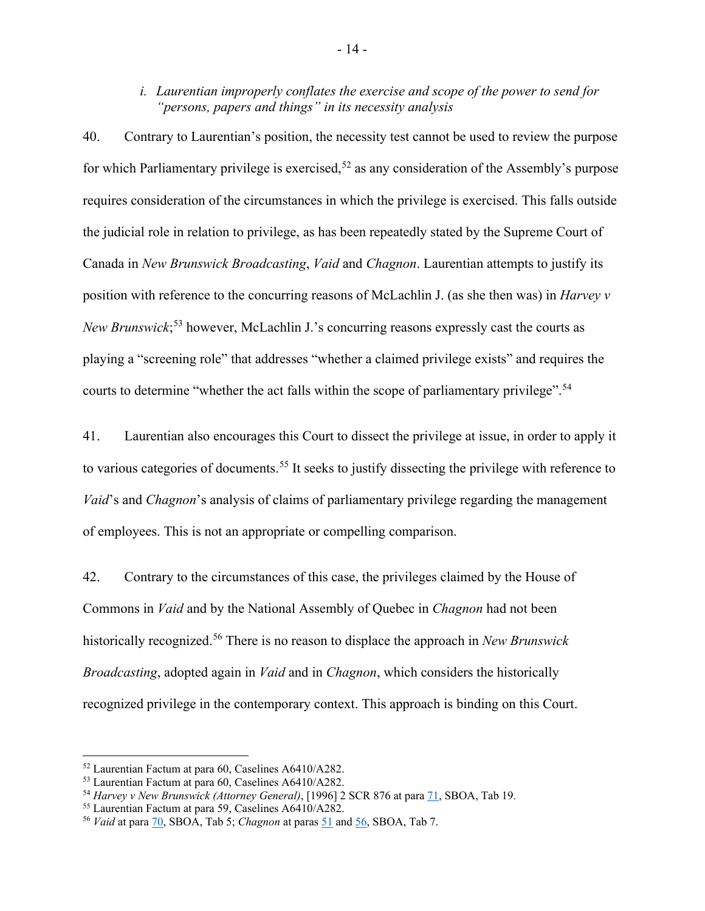### *i. Laurentian improperly conflates the exercise and scope of the power to send for "persons, papers and things" in its necessity analysis*

40. Contrary to Laurentian's position, the necessity test cannot be used to review the purpose for which Parliamentary privilege is exercised,[52] as any consideration of the Assembly's purpose requires consideration of the circumstances in which the privilege is exercised. This falls outside the judicial role in relation to privilege, as has been repeatedly stated by the Supreme Court of Canada in *New Brunswick Broadcasting*, *Vaid* and *Chagnon*. Laurentian attempts to justify its position with reference to the concurring reasons of McLachlin J. (as she then was) in *Harvey v New Brunswick*;[53] however, McLachlin J.'s concurring reasons expressly cast the courts as playing a "screening role" that addresses "whether a claimed privilege exists" and requires the courts to determine "whether the act falls within the scope of parliamentary privilege".[54]

41. Laurentian also encourages this Court to dissect the privilege at issue, in order to apply it to various categories of documents.[55] It seeks to justify dissecting the privilege with reference to *Vaid*'s and *Chagnon*'s analysis of claims of parliamentary privilege regarding the management of employees. This is not an appropriate or compelling comparison.

42. Contrary to the circumstances of this case, the privileges claimed by the House of Commons in *Vaid* and by the National Assembly of Quebec in *Chagnon* had not been historically recognized.[56] There is no reason to displace the approach in *New Brunswick Broadcasting*, adopted again in *Vaid* and in *Chagnon*, which considers the historically recognized privilege in the contemporary context. This approach is binding on this Court.

---

[52] Laurentian Factum at para 60, Caselines A6410/A282.

[53] Laurentian Factum at para 60, Caselines A6410/A282.

[54] *Harvey v New Brunswick (Attorney General)*, [1996] 2 SCR 876 at para 71, SBOA, Tab 19.

[55] Laurentian Factum at para 59, Caselines A6410/A282.

[56] *Vaid* at para 70, SBOA, Tab 5; *Chagnon* at paras 51 and 56, SBOA, Tab 7.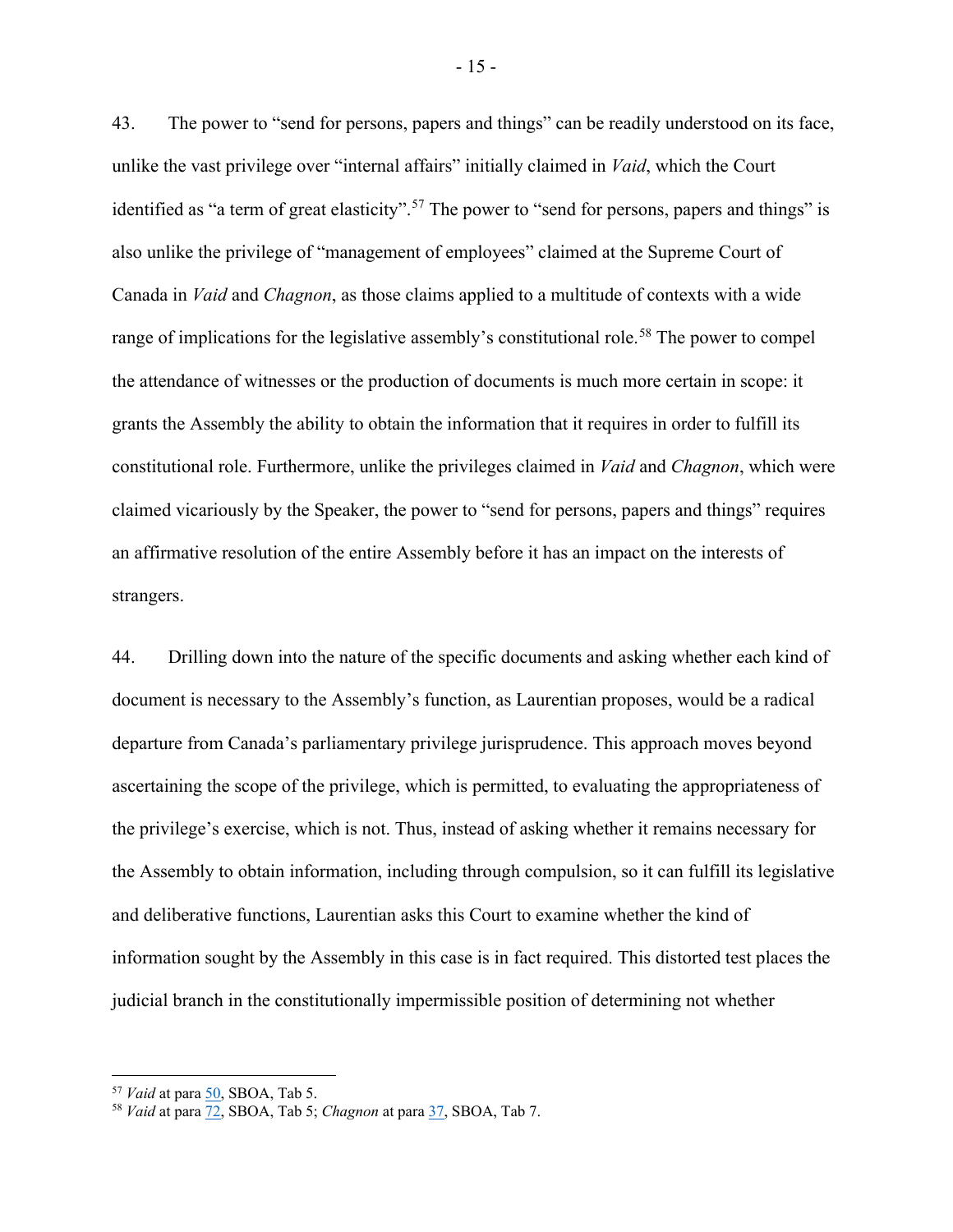43. The power to "send for persons, papers and things" can be readily understood on its face, unlike the vast privilege over "internal affairs" initially claimed in *Vaid*, which the Court identified as "a term of great elasticity".[57] The power to "send for persons, papers and things" is also unlike the privilege of "management of employees" claimed at the Supreme Court of Canada in *Vaid* and *Chagnon*, as those claims applied to a multitude of contexts with a wide range of implications for the legislative assembly's constitutional role.[58] The power to compel the attendance of witnesses or the production of documents is much more certain in scope: it grants the Assembly the ability to obtain the information that it requires in order to fulfill its constitutional role. Furthermore, unlike the privileges claimed in *Vaid* and *Chagnon*, which were claimed vicariously by the Speaker, the power to "send for persons, papers and things" requires an affirmative resolution of the entire Assembly before it has an impact on the interests of strangers.

44. Drilling down into the nature of the specific documents and asking whether each kind of document is necessary to the Assembly's function, as Laurentian proposes, would be a radical departure from Canada's parliamentary privilege jurisprudence. This approach moves beyond ascertaining the scope of the privilege, which is permitted, to evaluating the appropriateness of the privilege's exercise, which is not. Thus, instead of asking whether it remains necessary for the Assembly to obtain information, including through compulsion, so it can fulfill its legislative and deliberative functions, Laurentian asks this Court to examine whether the kind of information sought by the Assembly in this case is in fact required. This distorted test places the judicial branch in the constitutionally impermissible position of determining not whether

---

[57] *Vaid* at para 50, SBOA, Tab 5.

[58] *Vaid* at para 72, SBOA, Tab 5; *Chagnon* at para 37, SBOA, Tab 7.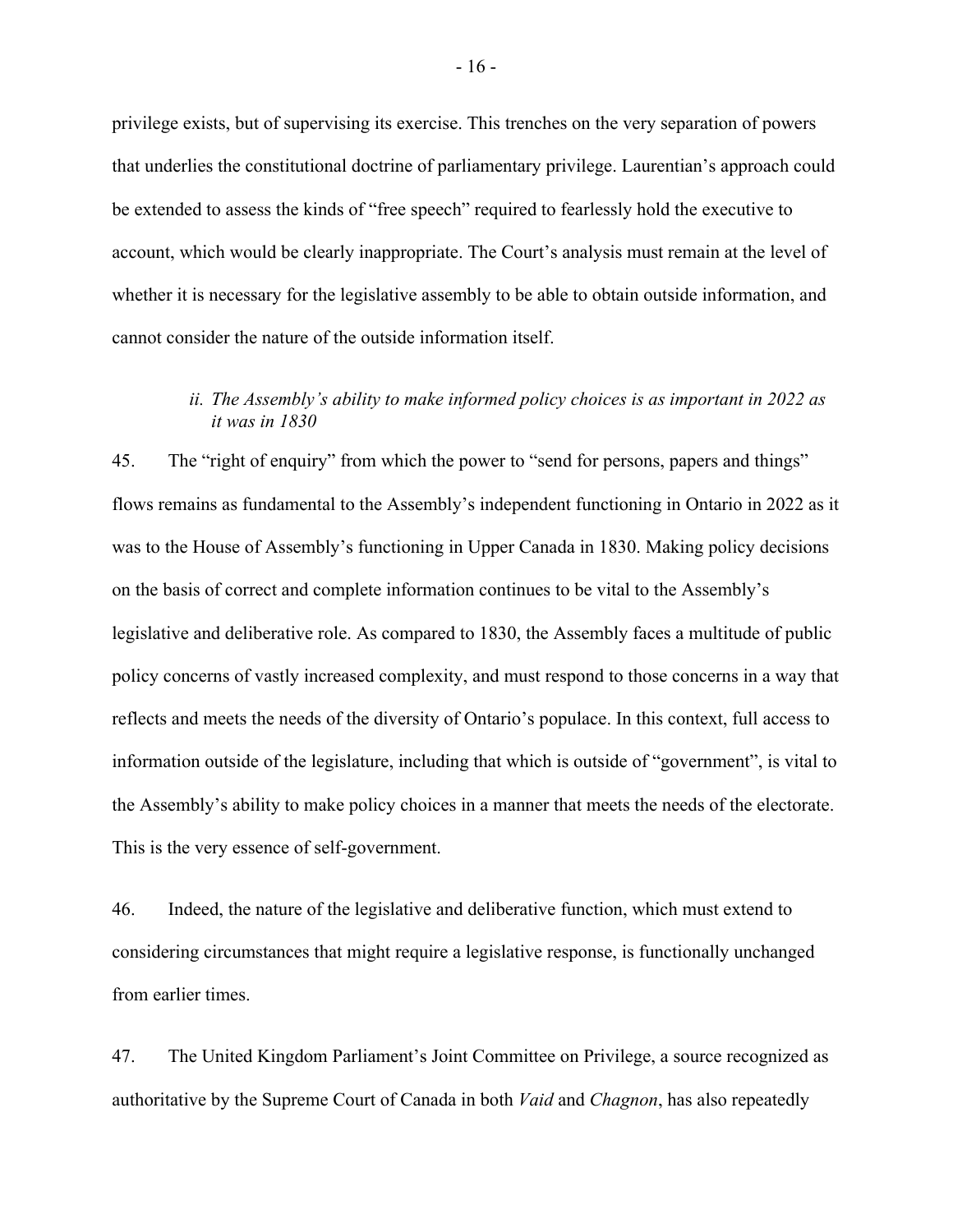privilege exists, but of supervising its exercise. This trenches on the very separation of powers that underlies the constitutional doctrine of parliamentary privilege. Laurentian's approach could be extended to assess the kinds of "free speech" required to fearlessly hold the executive to account, which would be clearly inappropriate. The Court's analysis must remain at the level of whether it is necessary for the legislative assembly to be able to obtain outside information, and cannot consider the nature of the outside information itself.

### *ii. The Assembly's ability to make informed policy choices is as important in 2022 as it was in 1830*

45. The "right of enquiry" from which the power to "send for persons, papers and things" flows remains as fundamental to the Assembly's independent functioning in Ontario in 2022 as it was to the House of Assembly's functioning in Upper Canada in 1830. Making policy decisions on the basis of correct and complete information continues to be vital to the Assembly's legislative and deliberative role. As compared to 1830, the Assembly faces a multitude of public policy concerns of vastly increased complexity, and must respond to those concerns in a way that reflects and meets the needs of the diversity of Ontario's populace. In this context, full access to information outside of the legislature, including that which is outside of "government", is vital to the Assembly's ability to make policy choices in a manner that meets the needs of the electorate. This is the very essence of self-government.

46. Indeed, the nature of the legislative and deliberative function, which must extend to considering circumstances that might require a legislative response, is functionally unchanged from earlier times.

47. The United Kingdom Parliament's Joint Committee on Privilege, a source recognized as authoritative by the Supreme Court of Canada in both *Vaid* and *Chagnon*, has also repeatedly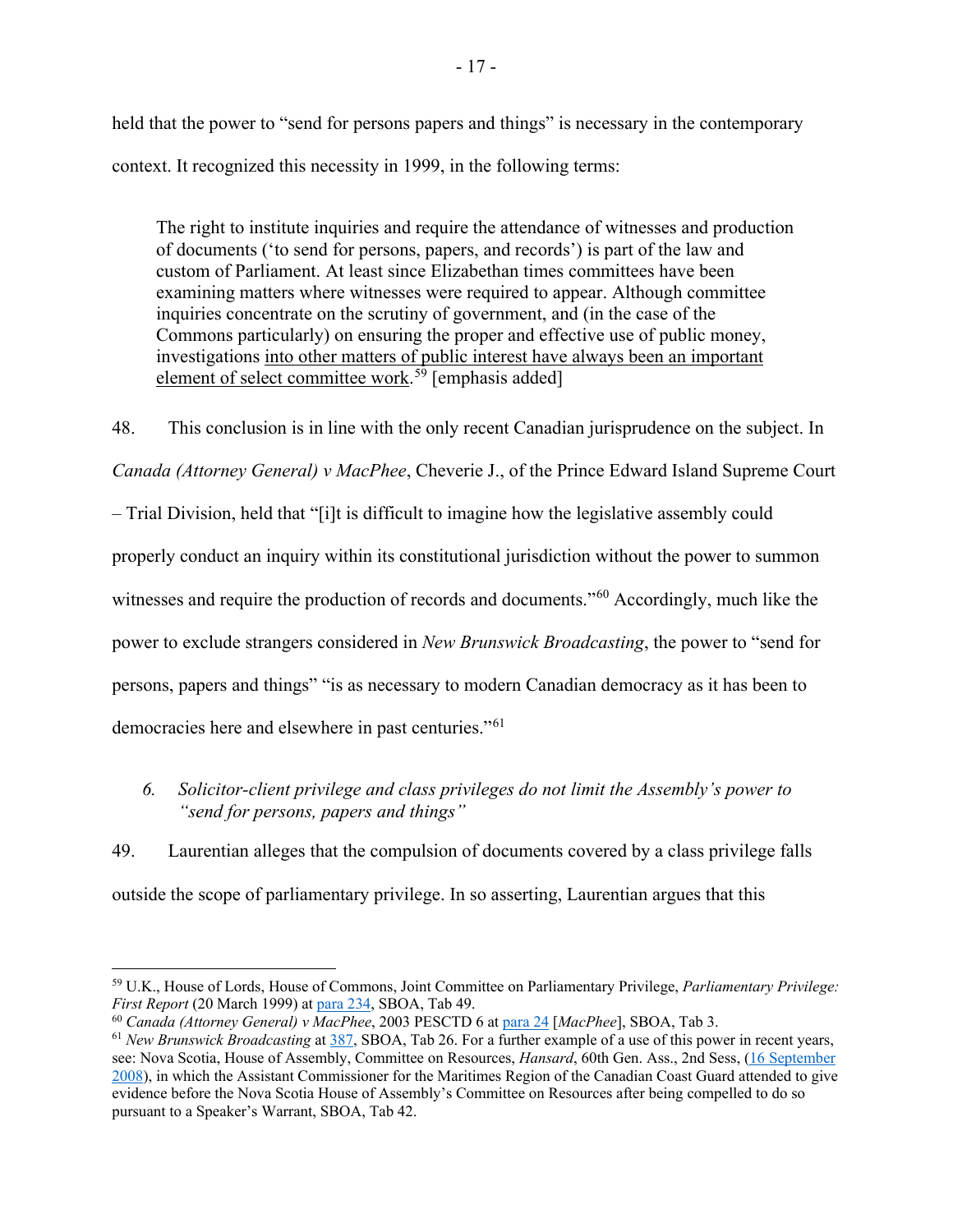held that the power to "send for persons papers and things" is necessary in the contemporary context. It recognized this necessity in 1999, in the following terms:

> The right to institute inquiries and require the attendance of witnesses and production of documents ('to send for persons, papers, and records') is part of the law and custom of Parliament. At least since Elizabethan times committees have been examining matters where witnesses were required to appear. Although committee inquiries concentrate on the scrutiny of government, and (in the case of the Commons particularly) on ensuring the proper and effective use of public money, investigations <u>into other matters of public interest have always been an important element of select committee work</u>.[59] [emphasis added]

48. This conclusion is in line with the only recent Canadian jurisprudence on the subject. In *Canada (Attorney General) v MacPhee*, Cheverie J., of the Prince Edward Island Supreme Court – Trial Division, held that "[i]t is difficult to imagine how the legislative assembly could properly conduct an inquiry within its constitutional jurisdiction without the power to summon witnesses and require the production of records and documents."[60] Accordingly, much like the power to exclude strangers considered in *New Brunswick Broadcasting*, the power to "send for persons, papers and things" "is as necessary to modern Canadian democracy as it has been to democracies here and elsewhere in past centuries."[61]

### *6. Solicitor-client privilege and class privileges do not limit the Assembly's power to "send for persons, papers and things"*

49. Laurentian alleges that the compulsion of documents covered by a class privilege falls outside the scope of parliamentary privilege. In so asserting, Laurentian argues that this

---

[59] U.K., House of Lords, House of Commons, Joint Committee on Parliamentary Privilege, *Parliamentary Privilege: First Report* (20 March 1999) at para 234, SBOA, Tab 49.

[60] *Canada (Attorney General) v MacPhee*, 2003 PESCTD 6 at para 24 [*MacPhee*], SBOA, Tab 3.

[61] *New Brunswick Broadcasting* at 387, SBOA, Tab 26. For a further example of a use of this power in recent years, see: Nova Scotia, House of Assembly, Committee on Resources, *Hansard*, 60th Gen. Ass., 2nd Sess, (16 September 2008), in which the Assistant Commissioner for the Maritimes Region of the Canadian Coast Guard attended to give evidence before the Nova Scotia House of Assembly's Committee on Resources after being compelled to do so pursuant to a Speaker's Warrant, SBOA, Tab 42.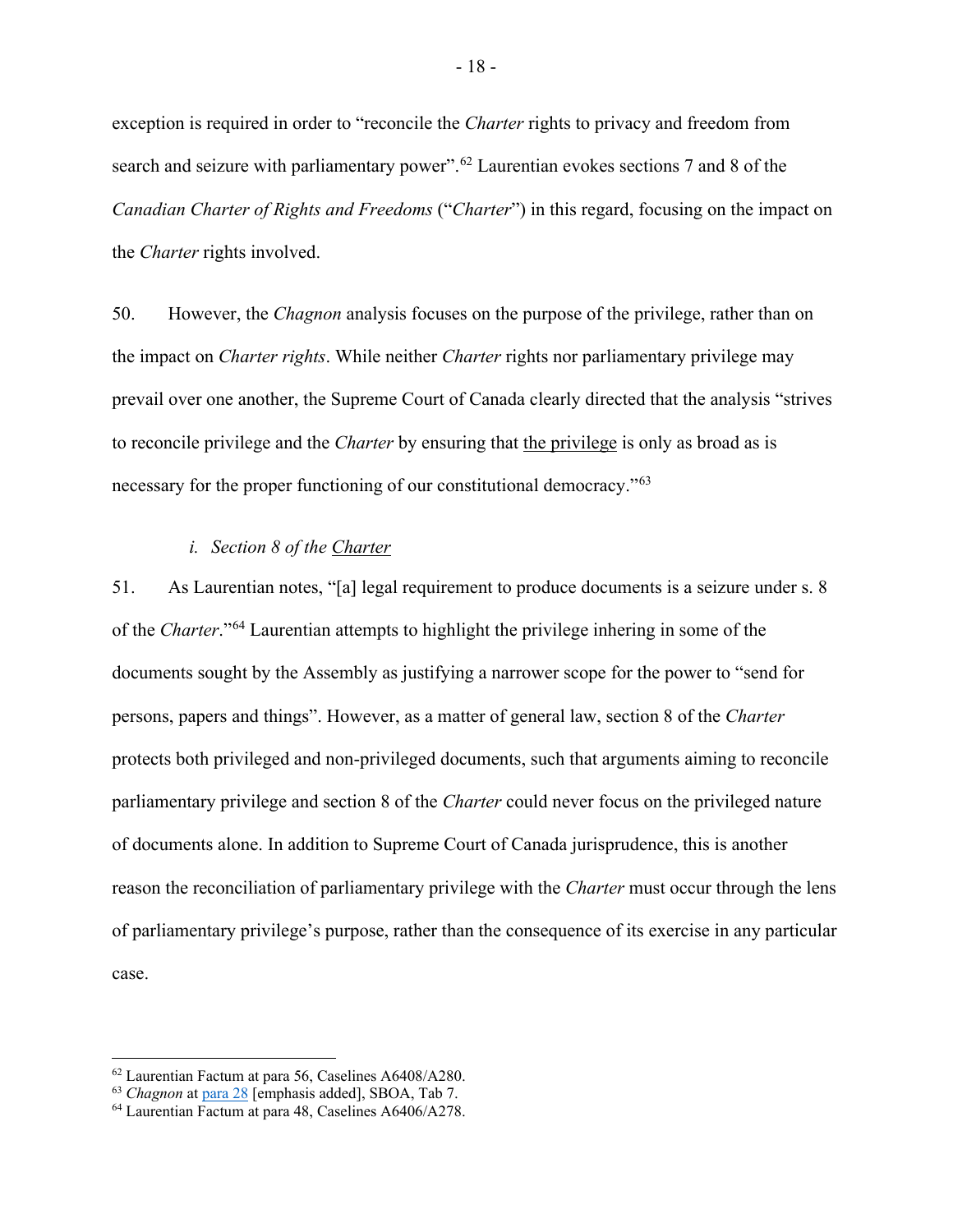exception is required in order to "reconcile the *Charter* rights to privacy and freedom from search and seizure with parliamentary power".[62] Laurentian evokes sections 7 and 8 of the *Canadian Charter of Rights and Freedoms* ("*Charter*") in this regard, focusing on the impact on the *Charter* rights involved.

50. However, the *Chagnon* analysis focuses on the purpose of the privilege, rather than on the impact on *Charter rights*. While neither *Charter* rights nor parliamentary privilege may prevail over one another, the Supreme Court of Canada clearly directed that the analysis "strives to reconcile privilege and the *Charter* by ensuring that <u>the privilege</u> is only as broad as is necessary for the proper functioning of our constitutional democracy."[63]

### *i. Section 8 of the <u>Charter</u>*

51. As Laurentian notes, "[a] legal requirement to produce documents is a seizure under s. 8 of the *Charter*."[64] Laurentian attempts to highlight the privilege inhering in some of the documents sought by the Assembly as justifying a narrower scope for the power to "send for persons, papers and things". However, as a matter of general law, section 8 of the *Charter* protects both privileged and non-privileged documents, such that arguments aiming to reconcile parliamentary privilege and section 8 of the *Charter* could never focus on the privileged nature of documents alone. In addition to Supreme Court of Canada jurisprudence, this is another reason the reconciliation of parliamentary privilege with the *Charter* must occur through the lens of parliamentary privilege's purpose, rather than the consequence of its exercise in any particular case.

---

[62] Laurentian Factum at para 56, Caselines A6408/A280.
[63] *Chagnon* at para 28 [emphasis added], SBOA, Tab 7.
[64] Laurentian Factum at para 48, Caselines A6406/A278.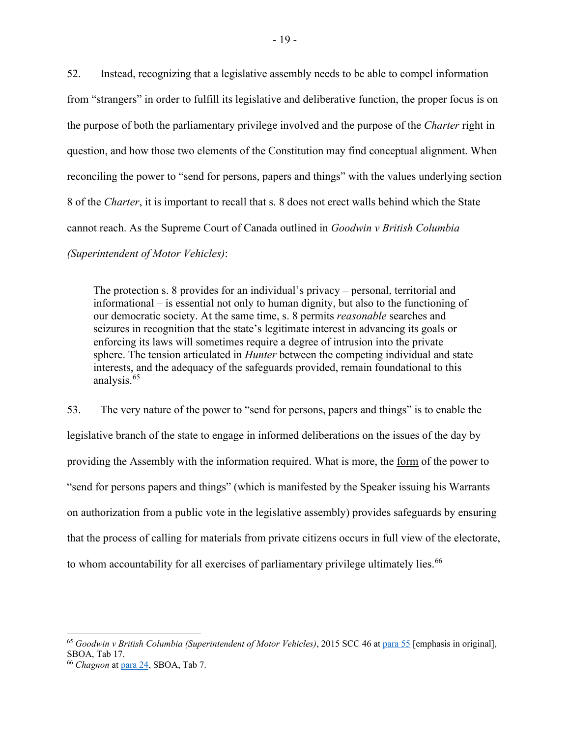52. Instead, recognizing that a legislative assembly needs to be able to compel information from "strangers" in order to fulfill its legislative and deliberative function, the proper focus is on the purpose of both the parliamentary privilege involved and the purpose of the *Charter* right in question, and how those two elements of the Constitution may find conceptual alignment. When reconciling the power to "send for persons, papers and things" with the values underlying section 8 of the *Charter*, it is important to recall that s. 8 does not erect walls behind which the State cannot reach. As the Supreme Court of Canada outlined in *Goodwin v British Columbia (Superintendent of Motor Vehicles)*:

> The protection s. 8 provides for an individual's privacy – personal, territorial and informational – is essential not only to human dignity, but also to the functioning of our democratic society. At the same time, s. 8 permits *reasonable* searches and seizures in recognition that the state's legitimate interest in advancing its goals or enforcing its laws will sometimes require a degree of intrusion into the private sphere. The tension articulated in *Hunter* between the competing individual and state interests, and the adequacy of the safeguards provided, remain foundational to this analysis.[65]

53. The very nature of the power to "send for persons, papers and things" is to enable the legislative branch of the state to engage in informed deliberations on the issues of the day by providing the Assembly with the information required. What is more, the <u>form</u> of the power to "send for persons papers and things" (which is manifested by the Speaker issuing his Warrants on authorization from a public vote in the legislative assembly) provides safeguards by ensuring that the process of calling for materials from private citizens occurs in full view of the electorate, to whom accountability for all exercises of parliamentary privilege ultimately lies.[66]

---

[65] *Goodwin v British Columbia (Superintendent of Motor Vehicles)*, 2015 SCC 46 at para 55 [emphasis in original], SBOA, Tab 17.

[66] *Chagnon* at para 24, SBOA, Tab 7.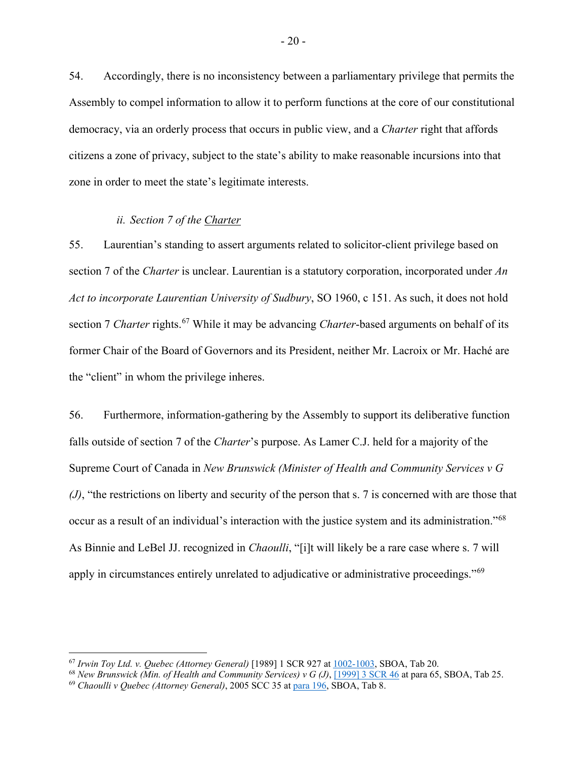54. Accordingly, there is no inconsistency between a parliamentary privilege that permits the Assembly to compel information to allow it to perform functions at the core of our constitutional democracy, via an orderly process that occurs in public view, and a *Charter* right that affords citizens a zone of privacy, subject to the state's ability to make reasonable incursions into that zone in order to meet the state's legitimate interests.

### *ii. Section 7 of the Charter*

55. Laurentian's standing to assert arguments related to solicitor-client privilege based on section 7 of the *Charter* is unclear. Laurentian is a statutory corporation, incorporated under *An Act to incorporate Laurentian University of Sudbury*, SO 1960, c 151. As such, it does not hold section 7 *Charter* rights.[67] While it may be advancing *Charter*-based arguments on behalf of its former Chair of the Board of Governors and its President, neither Mr. Lacroix or Mr. Haché are the "client" in whom the privilege inheres.

56. Furthermore, information-gathering by the Assembly to support its deliberative function falls outside of section 7 of the *Charter*'s purpose. As Lamer C.J. held for a majority of the Supreme Court of Canada in *New Brunswick (Minister of Health and Community Services v G (J)*, "the restrictions on liberty and security of the person that s. 7 is concerned with are those that occur as a result of an individual's interaction with the justice system and its administration."[68] As Binnie and LeBel JJ. recognized in *Chaoulli*, "[i]t will likely be a rare case where s. 7 will apply in circumstances entirely unrelated to adjudicative or administrative proceedings."[69]

---

[67] *Irwin Toy Ltd. v. Quebec (Attorney General)* [1989] 1 SCR 927 at 1002-1003, SBOA, Tab 20.
[68] *New Brunswick (Min. of Health and Community Services) v G (J)*, [1999] 3 SCR 46 at para 65, SBOA, Tab 25.
[69] *Chaoulli v Quebec (Attorney General)*, 2005 SCC 35 at para 196, SBOA, Tab 8.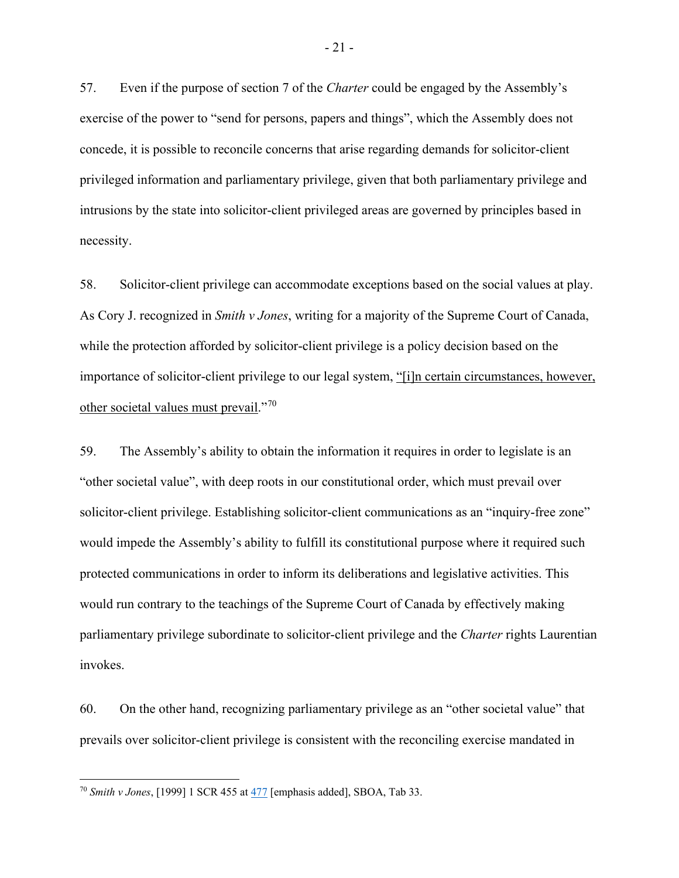57. Even if the purpose of section 7 of the *Charter* could be engaged by the Assembly's exercise of the power to "send for persons, papers and things", which the Assembly does not concede, it is possible to reconcile concerns that arise regarding demands for solicitor-client privileged information and parliamentary privilege, given that both parliamentary privilege and intrusions by the state into solicitor-client privileged areas are governed by principles based in necessity.

58. Solicitor-client privilege can accommodate exceptions based on the social values at play. As Cory J. recognized in *Smith v Jones*, writing for a majority of the Supreme Court of Canada, while the protection afforded by solicitor-client privilege is a policy decision based on the importance of solicitor-client privilege to our legal system, "[i]n certain circumstances, however, other societal values must prevail."[70]

59. The Assembly's ability to obtain the information it requires in order to legislate is an "other societal value", with deep roots in our constitutional order, which must prevail over solicitor-client privilege. Establishing solicitor-client communications as an "inquiry-free zone" would impede the Assembly's ability to fulfill its constitutional purpose where it required such protected communications in order to inform its deliberations and legislative activities. This would run contrary to the teachings of the Supreme Court of Canada by effectively making parliamentary privilege subordinate to solicitor-client privilege and the *Charter* rights Laurentian invokes.

60. On the other hand, recognizing parliamentary privilege as an "other societal value" that prevails over solicitor-client privilege is consistent with the reconciling exercise mandated in

---

[70] *Smith v Jones*, [1999] 1 SCR 455 at 477 [emphasis added], SBOA, Tab 33.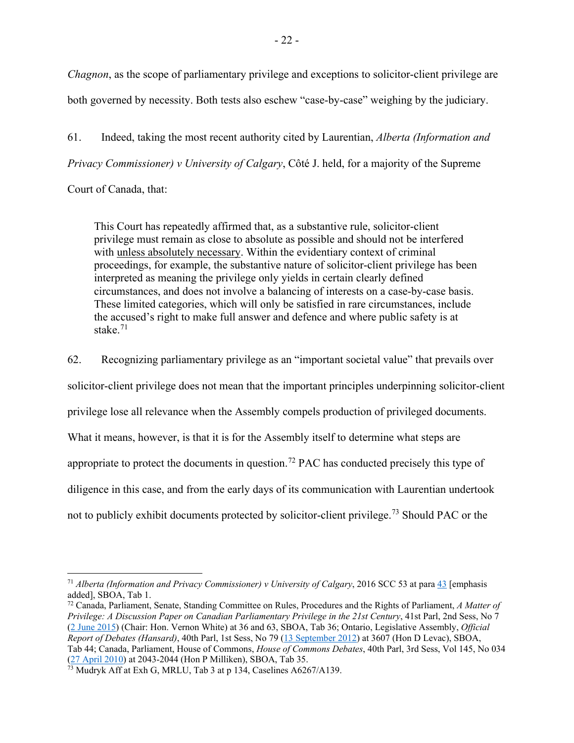*Chagnon*, as the scope of parliamentary privilege and exceptions to solicitor-client privilege are both governed by necessity. Both tests also eschew "case-by-case" weighing by the judiciary.

61. Indeed, taking the most recent authority cited by Laurentian, *Alberta (Information and Privacy Commissioner) v University of Calgary*, Côté J. held, for a majority of the Supreme Court of Canada, that:

> This Court has repeatedly affirmed that, as a substantive rule, solicitor-client privilege must remain as close to absolute as possible and should not be interfered with unless absolutely necessary. Within the evidentiary context of criminal proceedings, for example, the substantive nature of solicitor-client privilege has been interpreted as meaning the privilege only yields in certain clearly defined circumstances, and does not involve a balancing of interests on a case-by-case basis. These limited categories, which will only be satisfied in rare circumstances, include the accused's right to make full answer and defence and where public safety is at stake.[71]

62. Recognizing parliamentary privilege as an "important societal value" that prevails over solicitor-client privilege does not mean that the important principles underpinning solicitor-client privilege lose all relevance when the Assembly compels production of privileged documents. What it means, however, is that it is for the Assembly itself to determine what steps are appropriate to protect the documents in question.[72] PAC has conducted precisely this type of diligence in this case, and from the early days of its communication with Laurentian undertook not to publicly exhibit documents protected by solicitor-client privilege.[73] Should PAC or the

---

[71] *Alberta (Information and Privacy Commissioner) v University of Calgary*, 2016 SCC 53 at para 43 [emphasis added], SBOA, Tab 1.

[72] Canada, Parliament, Senate, Standing Committee on Rules, Procedures and the Rights of Parliament, *A Matter of Privilege: A Discussion Paper on Canadian Parliamentary Privilege in the 21st Century*, 41st Parl, 2nd Sess, No 7 (2 June 2015) (Chair: Hon. Vernon White) at 36 and 63, SBOA, Tab 36; Ontario, Legislative Assembly, *Official Report of Debates (Hansard)*, 40th Parl, 1st Sess, No 79 (13 September 2012) at 3607 (Hon D Levac), SBOA, Tab 44; Canada, Parliament, House of Commons, *House of Commons Debates*, 40th Parl, 3rd Sess, Vol 145, No 034 (27 April 2010) at 2043-2044 (Hon P Milliken), SBOA, Tab 35.

[73] Mudryk Aff at Exh G, MRLU, Tab 3 at p 134, Caselines A6267/A139.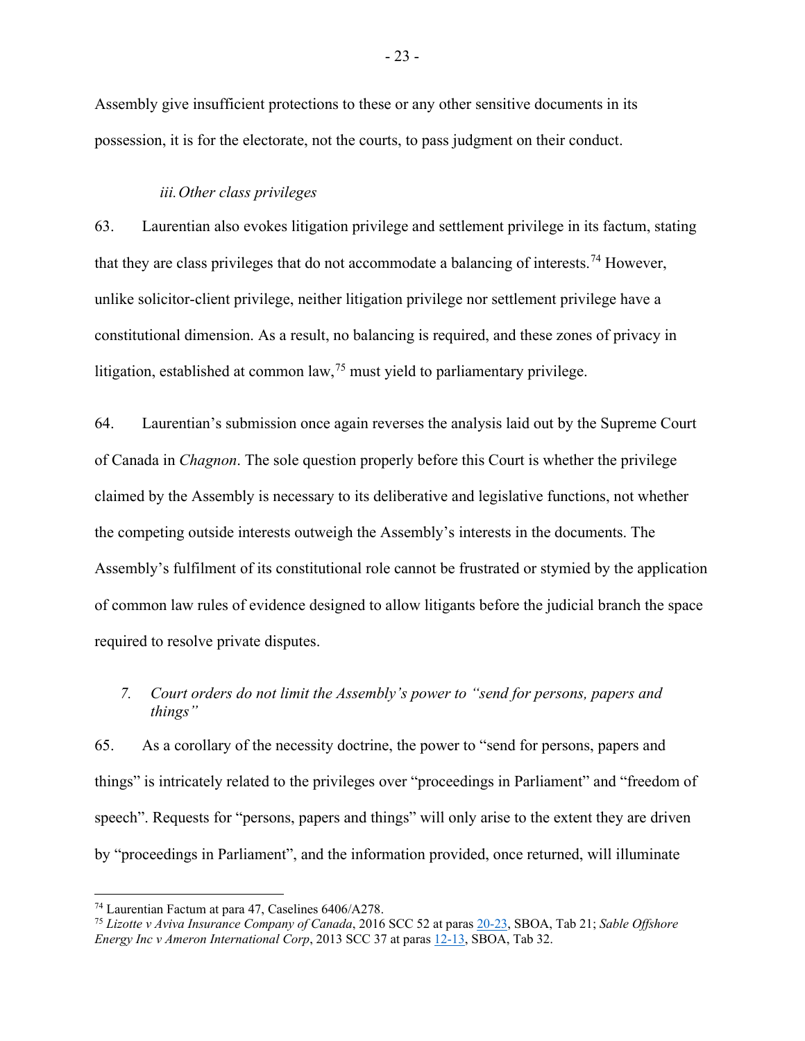Assembly give insufficient protections to these or any other sensitive documents in its possession, it is for the electorate, not the courts, to pass judgment on their conduct.

*iii. Other class privileges*

63. Laurentian also evokes litigation privilege and settlement privilege in its factum, stating that they are class privileges that do not accommodate a balancing of interests.[74] However, unlike solicitor-client privilege, neither litigation privilege nor settlement privilege have a constitutional dimension. As a result, no balancing is required, and these zones of privacy in litigation, established at common law,[75] must yield to parliamentary privilege.

64. Laurentian's submission once again reverses the analysis laid out by the Supreme Court of Canada in *Chagnon*. The sole question properly before this Court is whether the privilege claimed by the Assembly is necessary to its deliberative and legislative functions, not whether the competing outside interests outweigh the Assembly's interests in the documents. The Assembly's fulfilment of its constitutional role cannot be frustrated or stymied by the application of common law rules of evidence designed to allow litigants before the judicial branch the space required to resolve private disputes.

*7. Court orders do not limit the Assembly's power to "send for persons, papers and things"*

65. As a corollary of the necessity doctrine, the power to "send for persons, papers and things" is intricately related to the privileges over "proceedings in Parliament" and "freedom of speech". Requests for "persons, papers and things" will only arise to the extent they are driven by "proceedings in Parliament", and the information provided, once returned, will illuminate

---

[74] Laurentian Factum at para 47, Caselines 6406/A278.

[75] *Lizotte v Aviva Insurance Company of Canada*, 2016 SCC 52 at paras 20-23, SBOA, Tab 21; *Sable Offshore Energy Inc v Ameron International Corp*, 2013 SCC 37 at paras 12-13, SBOA, Tab 32.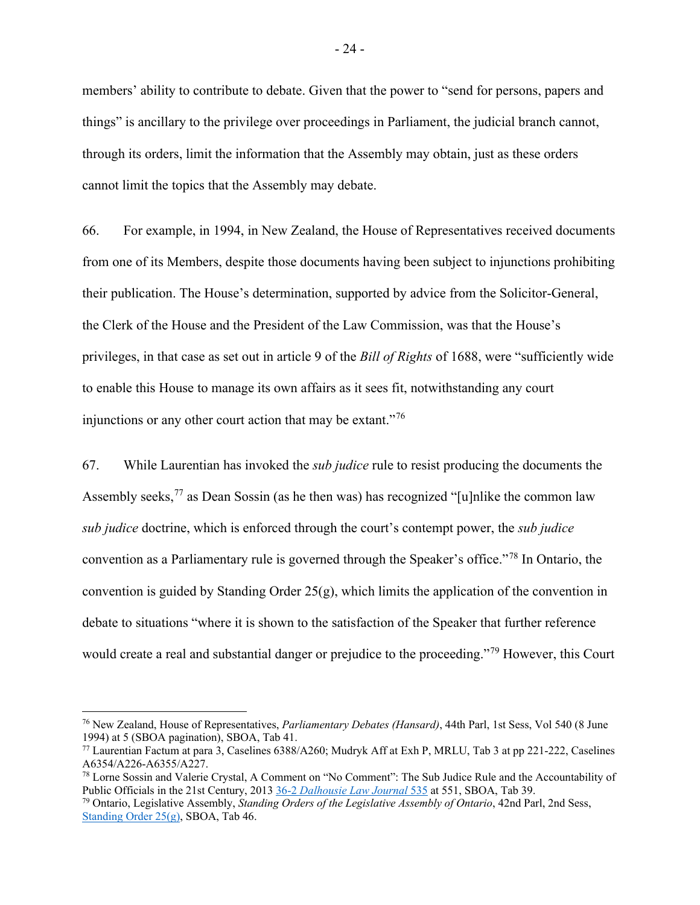members' ability to contribute to debate. Given that the power to "send for persons, papers and things" is ancillary to the privilege over proceedings in Parliament, the judicial branch cannot, through its orders, limit the information that the Assembly may obtain, just as these orders cannot limit the topics that the Assembly may debate.

66. For example, in 1994, in New Zealand, the House of Representatives received documents from one of its Members, despite those documents having been subject to injunctions prohibiting their publication. The House's determination, supported by advice from the Solicitor-General, the Clerk of the House and the President of the Law Commission, was that the House's privileges, in that case as set out in article 9 of the *Bill of Rights* of 1688, were "sufficiently wide to enable this House to manage its own affairs as it sees fit, notwithstanding any court injunctions or any other court action that may be extant."[76]

67. While Laurentian has invoked the *sub judice* rule to resist producing the documents the Assembly seeks,[77] as Dean Sossin (as he then was) has recognized "[u]nlike the common law *sub judice* doctrine, which is enforced through the court's contempt power, the *sub judice* convention as a Parliamentary rule is governed through the Speaker's office."[78] In Ontario, the convention is guided by Standing Order 25(g), which limits the application of the convention in debate to situations "where it is shown to the satisfaction of the Speaker that further reference would create a real and substantial danger or prejudice to the proceeding."[79] However, this Court

---

[76] New Zealand, House of Representatives, *Parliamentary Debates (Hansard)*, 44th Parl, 1st Sess, Vol 540 (8 June 1994) at 5 (SBOA pagination), SBOA, Tab 41.

[77] Laurentian Factum at para 3, Caselines 6388/A260; Mudryk Aff at Exh P, MRLU, Tab 3 at pp 221-222, Caselines A6354/A226-A6355/A227.

[78] Lorne Sossin and Valerie Crystal, A Comment on "No Comment": The Sub Judice Rule and the Accountability of Public Officials in the 21st Century, 2013 36-2 *Dalhousie Law Journal* 535 at 551, SBOA, Tab 39.

[79] Ontario, Legislative Assembly, *Standing Orders of the Legislative Assembly of Ontario*, 42nd Parl, 2nd Sess, Standing Order 25(g), SBOA, Tab 46.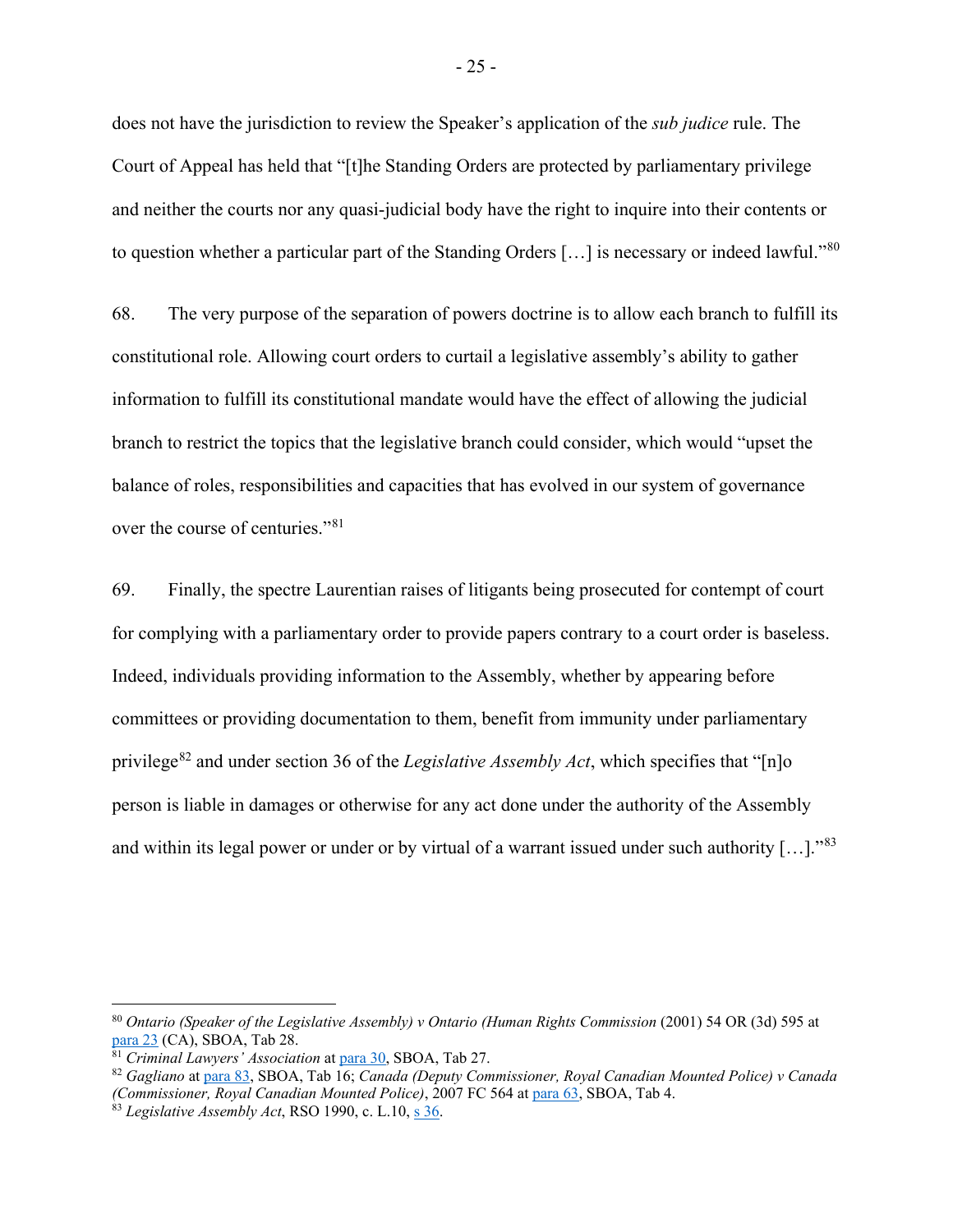does not have the jurisdiction to review the Speaker's application of the *sub judice* rule. The Court of Appeal has held that "[t]he Standing Orders are protected by parliamentary privilege and neither the courts nor any quasi-judicial body have the right to inquire into their contents or to question whether a particular part of the Standing Orders […] is necessary or indeed lawful."[80]

68. The very purpose of the separation of powers doctrine is to allow each branch to fulfill its constitutional role. Allowing court orders to curtail a legislative assembly's ability to gather information to fulfill its constitutional mandate would have the effect of allowing the judicial branch to restrict the topics that the legislative branch could consider, which would "upset the balance of roles, responsibilities and capacities that has evolved in our system of governance over the course of centuries."[81]

69. Finally, the spectre Laurentian raises of litigants being prosecuted for contempt of court for complying with a parliamentary order to provide papers contrary to a court order is baseless. Indeed, individuals providing information to the Assembly, whether by appearing before committees or providing documentation to them, benefit from immunity under parliamentary privilege[82] and under section 36 of the *Legislative Assembly Act*, which specifies that "[n]o person is liable in damages or otherwise for any act done under the authority of the Assembly and within its legal power or under or by virtual of a warrant issued under such authority […]."[83]

---

[80] *Ontario (Speaker of the Legislative Assembly) v Ontario (Human Rights Commission)* (2001) 54 OR (3d) 595 at para 23 (CA), SBOA, Tab 28.

[81] *Criminal Lawyers' Association* at para 30, SBOA, Tab 27.

[82] *Gagliano* at para 83, SBOA, Tab 16; *Canada (Deputy Commissioner, Royal Canadian Mounted Police) v Canada (Commissioner, Royal Canadian Mounted Police)*, 2007 FC 564 at para 63, SBOA, Tab 4.

[83] *Legislative Assembly Act*, RSO 1990, c. L.10, s 36.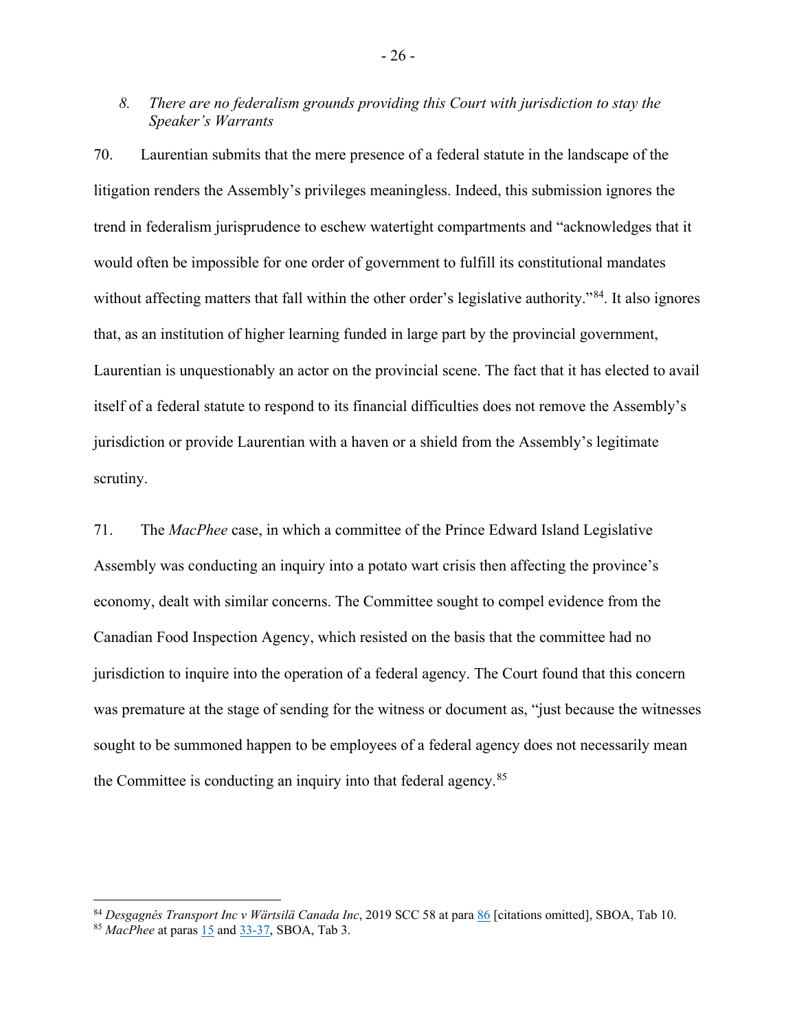*8. There are no federalism grounds providing this Court with jurisdiction to stay the Speaker's Warrants*

70. Laurentian submits that the mere presence of a federal statute in the landscape of the litigation renders the Assembly's privileges meaningless. Indeed, this submission ignores the trend in federalism jurisprudence to eschew watertight compartments and "acknowledges that it would often be impossible for one order of government to fulfill its constitutional mandates without affecting matters that fall within the other order's legislative authority."[84]. It also ignores that, as an institution of higher learning funded in large part by the provincial government, Laurentian is unquestionably an actor on the provincial scene. The fact that it has elected to avail itself of a federal statute to respond to its financial difficulties does not remove the Assembly's jurisdiction or provide Laurentian with a haven or a shield from the Assembly's legitimate scrutiny.

71. The *MacPhee* case, in which a committee of the Prince Edward Island Legislative Assembly was conducting an inquiry into a potato wart crisis then affecting the province's economy, dealt with similar concerns. The Committee sought to compel evidence from the Canadian Food Inspection Agency, which resisted on the basis that the committee had no jurisdiction to inquire into the operation of a federal agency. The Court found that this concern was premature at the stage of sending for the witness or document as, "just because the witnesses sought to be summoned happen to be employees of a federal agency does not necessarily mean the Committee is conducting an inquiry into that federal agency.[85]

---

[84] *Desgagnés Transport Inc v Wärtsilä Canada Inc*, 2019 SCC 58 at para 86 [citations omitted], SBOA, Tab 10.

[85] *MacPhee* at paras 15 and 33-37, SBOA, Tab 3.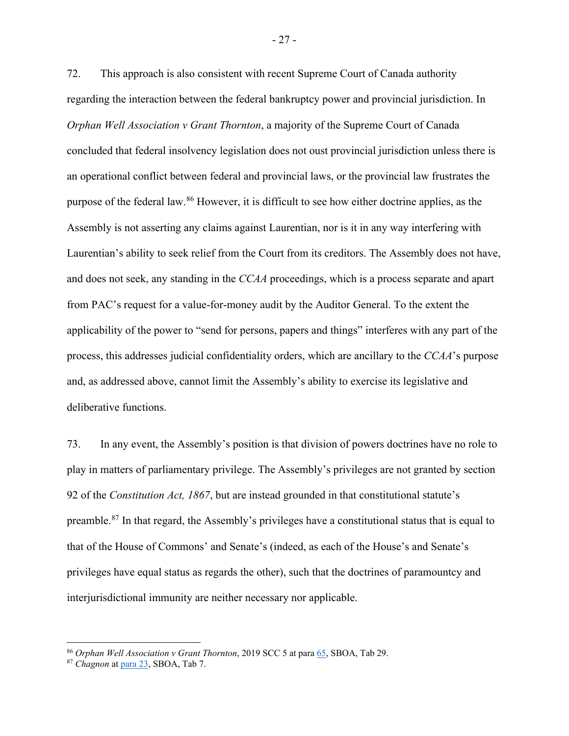72. This approach is also consistent with recent Supreme Court of Canada authority regarding the interaction between the federal bankruptcy power and provincial jurisdiction. In *Orphan Well Association v Grant Thornton*, a majority of the Supreme Court of Canada concluded that federal insolvency legislation does not oust provincial jurisdiction unless there is an operational conflict between federal and provincial laws, or the provincial law frustrates the purpose of the federal law.[86] However, it is difficult to see how either doctrine applies, as the Assembly is not asserting any claims against Laurentian, nor is it in any way interfering with Laurentian's ability to seek relief from the Court from its creditors. The Assembly does not have, and does not seek, any standing in the *CCAA* proceedings, which is a process separate and apart from PAC's request for a value-for-money audit by the Auditor General. To the extent the applicability of the power to "send for persons, papers and things" interferes with any part of the process, this addresses judicial confidentiality orders, which are ancillary to the *CCAA*'s purpose and, as addressed above, cannot limit the Assembly's ability to exercise its legislative and deliberative functions.

73. In any event, the Assembly's position is that division of powers doctrines have no role to play in matters of parliamentary privilege. The Assembly's privileges are not granted by section 92 of the *Constitution Act, 1867*, but are instead grounded in that constitutional statute's preamble.[87] In that regard, the Assembly's privileges have a constitutional status that is equal to that of the House of Commons' and Senate's (indeed, as each of the House's and Senate's privileges have equal status as regards the other), such that the doctrines of paramountcy and interjurisdictional immunity are neither necessary nor applicable.

---

[86] *Orphan Well Association v Grant Thornton*, 2019 SCC 5 at para 65, SBOA, Tab 29.

[87] *Chagnon* at para 23, SBOA, Tab 7.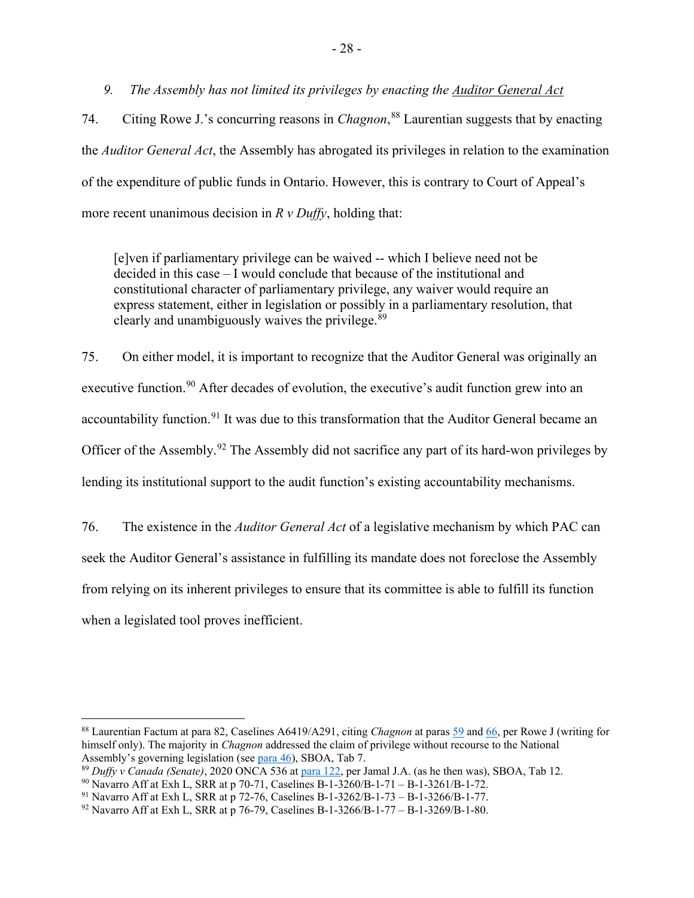### *9. The Assembly has not limited its privileges by enacting the Auditor General Act*

74. Citing Rowe J.'s concurring reasons in *Chagnon*,[88] Laurentian suggests that by enacting the *Auditor General Act*, the Assembly has abrogated its privileges in relation to the examination of the expenditure of public funds in Ontario. However, this is contrary to Court of Appeal's more recent unanimous decision in *R v Duffy*, holding that:

> [e]ven if parliamentary privilege can be waived -- which I believe need not be decided in this case – I would conclude that because of the institutional and constitutional character of parliamentary privilege, any waiver would require an express statement, either in legislation or possibly in a parliamentary resolution, that clearly and unambiguously waives the privilege.[89]

75. On either model, it is important to recognize that the Auditor General was originally an executive function.[90] After decades of evolution, the executive's audit function grew into an accountability function.[91] It was due to this transformation that the Auditor General became an Officer of the Assembly.[92] The Assembly did not sacrifice any part of its hard-won privileges by lending its institutional support to the audit function's existing accountability mechanisms.

76. The existence in the *Auditor General Act* of a legislative mechanism by which PAC can seek the Auditor General's assistance in fulfilling its mandate does not foreclose the Assembly from relying on its inherent privileges to ensure that its committee is able to fulfill its function when a legislated tool proves inefficient.

---

[88] Laurentian Factum at para 82, Caselines A6419/A291, citing *Chagnon* at paras 59 and 66, per Rowe J (writing for himself only). The majority in *Chagnon* addressed the claim of privilege without recourse to the National Assembly's governing legislation (see para 46), SBOA, Tab 7.

[89] *Duffy v Canada (Senate)*, 2020 ONCA 536 at para 122, per Jamal J.A. (as he then was), SBOA, Tab 12.

[90] Navarro Aff at Exh L, SRR at p 70-71, Caselines B-1-3260/B-1-71 – B-1-3261/B-1-72.

[91] Navarro Aff at Exh L, SRR at p 72-76, Caselines B-1-3262/B-1-73 – B-1-3266/B-1-77.

[92] Navarro Aff at Exh L, SRR at p 76-79, Caselines B-1-3266/B-1-77 – B-1-3269/B-1-80.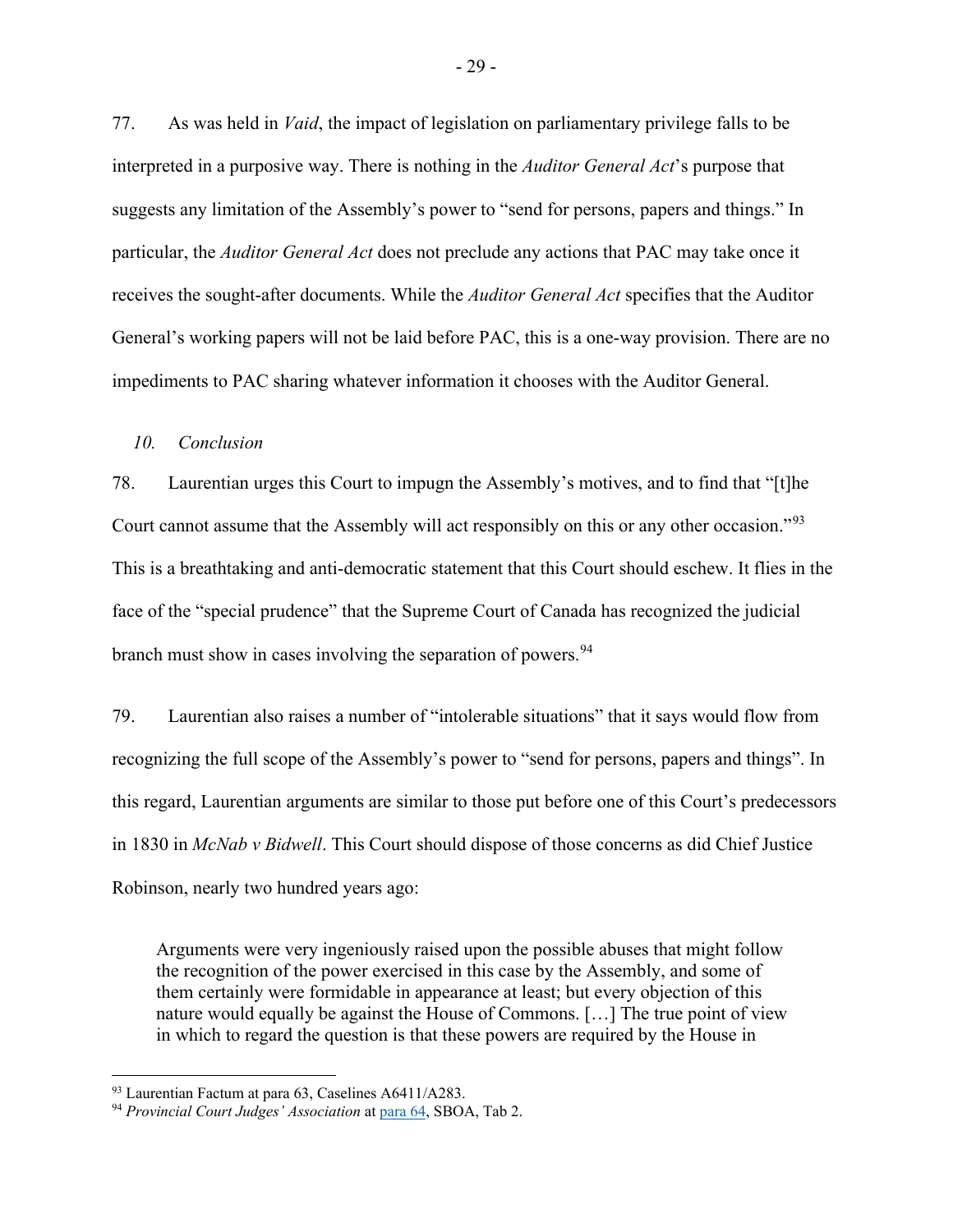77. As was held in *Vaid*, the impact of legislation on parliamentary privilege falls to be interpreted in a purposive way. There is nothing in the *Auditor General Act*'s purpose that suggests any limitation of the Assembly's power to "send for persons, papers and things." In particular, the *Auditor General Act* does not preclude any actions that PAC may take once it receives the sought-after documents. While the *Auditor General Act* specifies that the Auditor General's working papers will not be laid before PAC, this is a one-way provision. There are no impediments to PAC sharing whatever information it chooses with the Auditor General.

*10. Conclusion*

78. Laurentian urges this Court to impugn the Assembly's motives, and to find that "[t]he Court cannot assume that the Assembly will act responsibly on this or any other occasion."[93] This is a breathtaking and anti-democratic statement that this Court should eschew. It flies in the face of the "special prudence" that the Supreme Court of Canada has recognized the judicial branch must show in cases involving the separation of powers.[94]

79. Laurentian also raises a number of "intolerable situations" that it says would flow from recognizing the full scope of the Assembly's power to "send for persons, papers and things". In this regard, Laurentian arguments are similar to those put before one of this Court's predecessors in 1830 in *McNab v Bidwell*. This Court should dispose of those concerns as did Chief Justice Robinson, nearly two hundred years ago:

> Arguments were very ingeniously raised upon the possible abuses that might follow the recognition of the power exercised in this case by the Assembly, and some of them certainly were formidable in appearance at least; but every objection of this nature would equally be against the House of Commons. […] The true point of view in which to regard the question is that these powers are required by the House in

---

[93] Laurentian Factum at para 63, Caselines A6411/A283.

[94] *Provincial Court Judges' Association* at para 64, SBOA, Tab 2.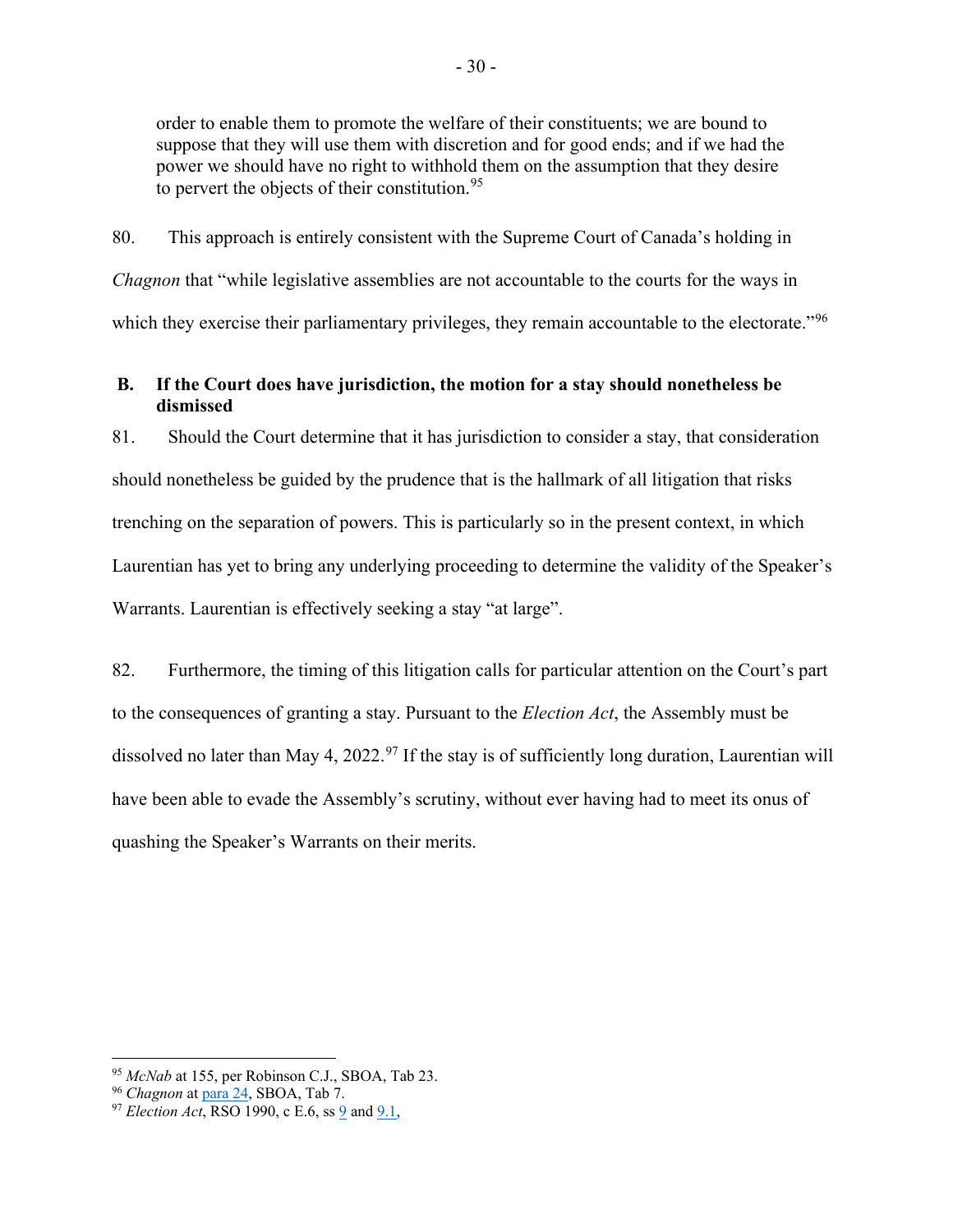> order to enable them to promote the welfare of their constituents; we are bound to suppose that they will use them with discretion and for good ends; and if we had the power we should have no right to withhold them on the assumption that they desire to pervert the objects of their constitution.[95]

80. This approach is entirely consistent with the Supreme Court of Canada's holding in *Chagnon* that "while legislative assemblies are not accountable to the courts for the ways in which they exercise their parliamentary privileges, they remain accountable to the electorate."[96]

### B. If the Court does have jurisdiction, the motion for a stay should nonetheless be dismissed

81. Should the Court determine that it has jurisdiction to consider a stay, that consideration should nonetheless be guided by the prudence that is the hallmark of all litigation that risks trenching on the separation of powers. This is particularly so in the present context, in which Laurentian has yet to bring any underlying proceeding to determine the validity of the Speaker's Warrants. Laurentian is effectively seeking a stay "at large".

82. Furthermore, the timing of this litigation calls for particular attention on the Court's part to the consequences of granting a stay. Pursuant to the *Election Act*, the Assembly must be dissolved no later than May 4, 2022.[97] If the stay is of sufficiently long duration, Laurentian will have been able to evade the Assembly's scrutiny, without ever having had to meet its onus of quashing the Speaker's Warrants on their merits.

---

[95] *McNab* at 155, per Robinson C.J., SBOA, Tab 23.

[96] *Chagnon* at para 24, SBOA, Tab 7.

[97] *Election Act*, RSO 1990, c E.6, ss 9 and 9.1,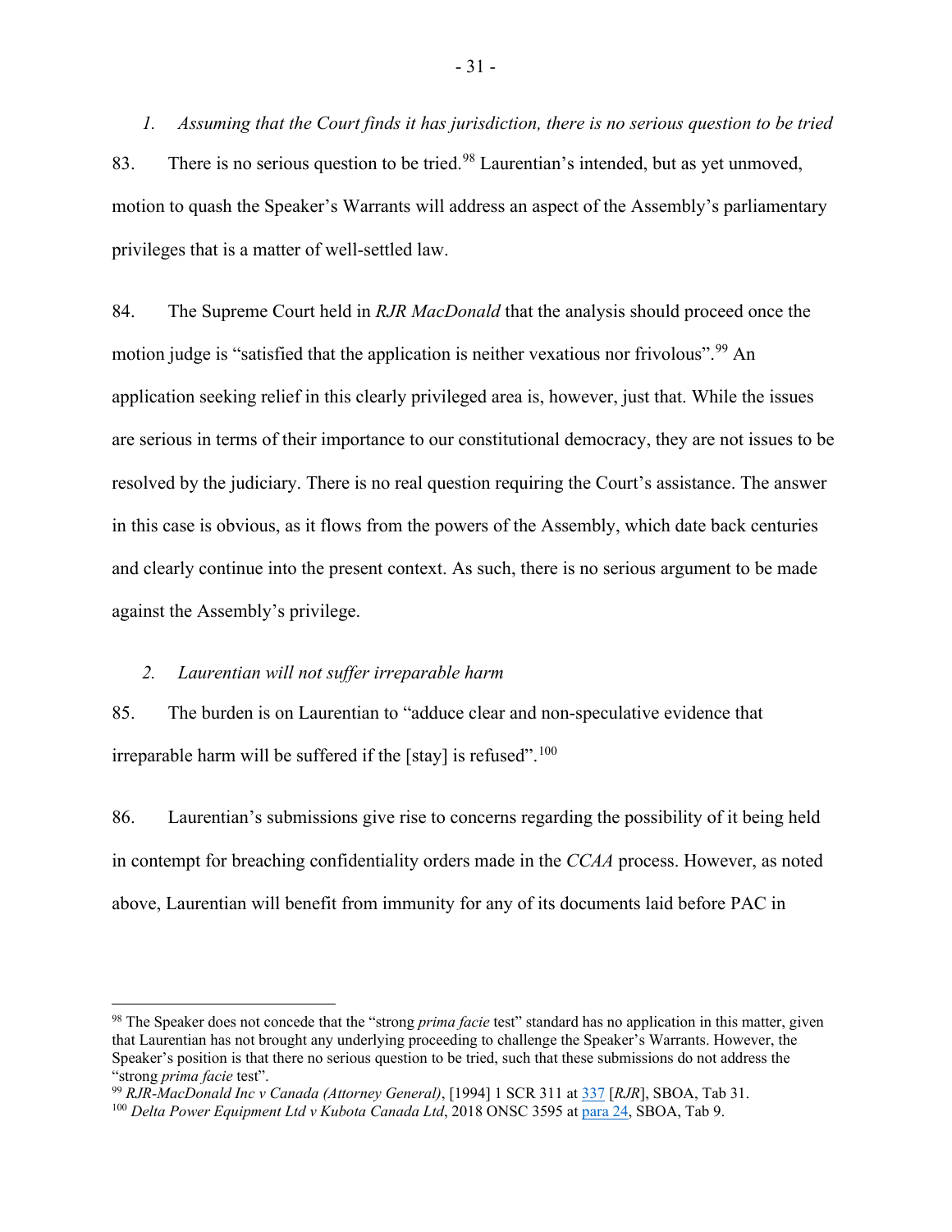*1. Assuming that the Court finds it has jurisdiction, there is no serious question to be tried*

83. There is no serious question to be tried.[98] Laurentian's intended, but as yet unmoved, motion to quash the Speaker's Warrants will address an aspect of the Assembly's parliamentary privileges that is a matter of well-settled law.

84. The Supreme Court held in *RJR MacDonald* that the analysis should proceed once the motion judge is "satisfied that the application is neither vexatious nor frivolous".[99] An application seeking relief in this clearly privileged area is, however, just that. While the issues are serious in terms of their importance to our constitutional democracy, they are not issues to be resolved by the judiciary. There is no real question requiring the Court's assistance. The answer in this case is obvious, as it flows from the powers of the Assembly, which date back centuries and clearly continue into the present context. As such, there is no serious argument to be made against the Assembly's privilege.

*2. Laurentian will not suffer irreparable harm*

85. The burden is on Laurentian to "adduce clear and non-speculative evidence that irreparable harm will be suffered if the [stay] is refused".[100]

86. Laurentian's submissions give rise to concerns regarding the possibility of it being held in contempt for breaching confidentiality orders made in the *CCAA* process. However, as noted above, Laurentian will benefit from immunity for any of its documents laid before PAC in

---

[98] The Speaker does not concede that the "strong *prima facie* test" standard has no application in this matter, given that Laurentian has not brought any underlying proceeding to challenge the Speaker's Warrants. However, the Speaker's position is that there no serious question to be tried, such that these submissions do not address the "strong *prima facie* test".

[99] *RJR-MacDonald Inc v Canada (Attorney General)*, [1994] 1 SCR 311 at 337 [*RJR*], SBOA, Tab 31.

[100] *Delta Power Equipment Ltd v Kubota Canada Ltd*, 2018 ONSC 3595 at para 24, SBOA, Tab 9.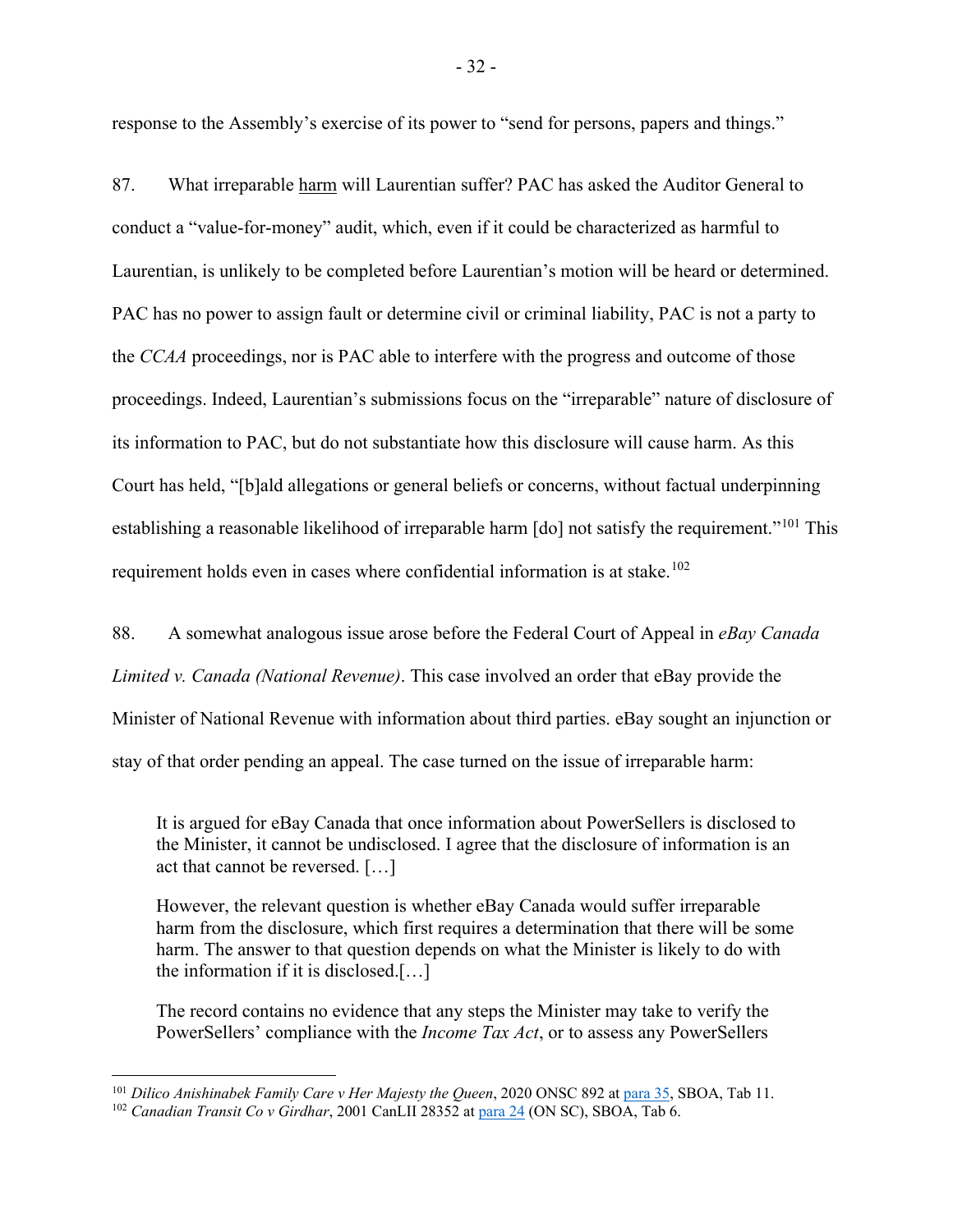response to the Assembly's exercise of its power to "send for persons, papers and things."

87. What irreparable harm will Laurentian suffer? PAC has asked the Auditor General to conduct a "value-for-money" audit, which, even if it could be characterized as harmful to Laurentian, is unlikely to be completed before Laurentian's motion will be heard or determined. PAC has no power to assign fault or determine civil or criminal liability, PAC is not a party to the *CCAA* proceedings, nor is PAC able to interfere with the progress and outcome of those proceedings. Indeed, Laurentian's submissions focus on the "irreparable" nature of disclosure of its information to PAC, but do not substantiate how this disclosure will cause harm. As this Court has held, "[b]ald allegations or general beliefs or concerns, without factual underpinning establishing a reasonable likelihood of irreparable harm [do] not satisfy the requirement."[101] This requirement holds even in cases where confidential information is at stake.[102]

88. A somewhat analogous issue arose before the Federal Court of Appeal in *eBay Canada Limited v. Canada (National Revenue)*. This case involved an order that eBay provide the Minister of National Revenue with information about third parties. eBay sought an injunction or stay of that order pending an appeal. The case turned on the issue of irreparable harm:

> It is argued for eBay Canada that once information about PowerSellers is disclosed to the Minister, it cannot be undisclosed. I agree that the disclosure of information is an act that cannot be reversed. […]
>
> However, the relevant question is whether eBay Canada would suffer irreparable harm from the disclosure, which first requires a determination that there will be some harm. The answer to that question depends on what the Minister is likely to do with the information if it is disclosed.[…]
>
> The record contains no evidence that any steps the Minister may take to verify the PowerSellers' compliance with the *Income Tax Act*, or to assess any PowerSellers

---

[101] *Dilico Anishinabek Family Care v Her Majesty the Queen*, 2020 ONSC 892 at para 35, SBOA, Tab 11.

[102] *Canadian Transit Co v Girdhar*, 2001 CanLII 28352 at para 24 (ON SC), SBOA, Tab 6.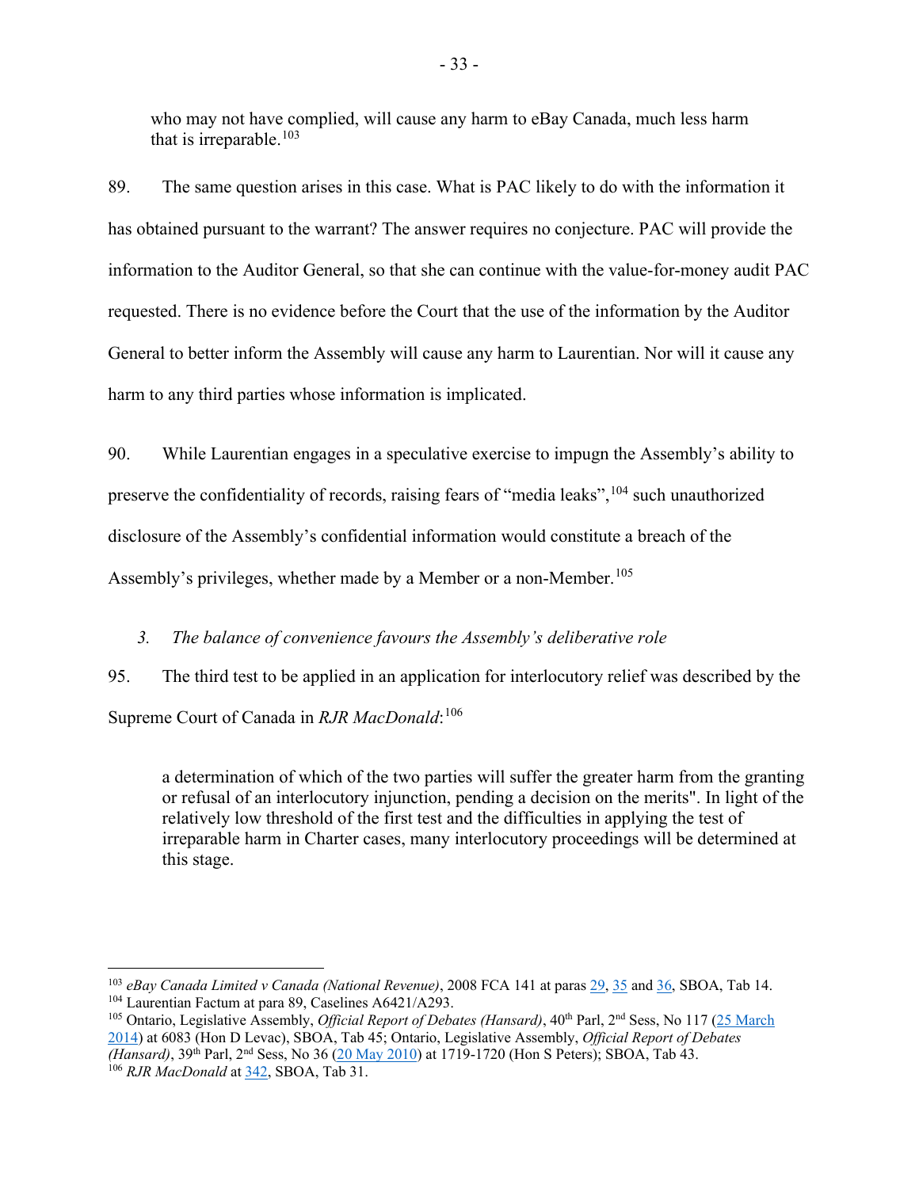who may not have complied, will cause any harm to eBay Canada, much less harm that is irreparable.[103]

89. The same question arises in this case. What is PAC likely to do with the information it has obtained pursuant to the warrant? The answer requires no conjecture. PAC will provide the information to the Auditor General, so that she can continue with the value-for-money audit PAC requested. There is no evidence before the Court that the use of the information by the Auditor General to better inform the Assembly will cause any harm to Laurentian. Nor will it cause any harm to any third parties whose information is implicated.

90. While Laurentian engages in a speculative exercise to impugn the Assembly's ability to preserve the confidentiality of records, raising fears of "media leaks",[104] such unauthorized disclosure of the Assembly's confidential information would constitute a breach of the Assembly's privileges, whether made by a Member or a non-Member.[105]

### *3. The balance of convenience favours the Assembly's deliberative role*

95. The third test to be applied in an application for interlocutory relief was described by the Supreme Court of Canada in *RJR MacDonald*:[106]

> a determination of which of the two parties will suffer the greater harm from the granting or refusal of an interlocutory injunction, pending a decision on the merits". In light of the relatively low threshold of the first test and the difficulties in applying the test of irreparable harm in Charter cases, many interlocutory proceedings will be determined at this stage.

---

[103] *eBay Canada Limited v Canada (National Revenue)*, 2008 FCA 141 at paras 29, 35 and 36, SBOA, Tab 14.

[104] Laurentian Factum at para 89, Caselines A6421/A293.

[105] Ontario, Legislative Assembly, *Official Report of Debates (Hansard)*, 40th Parl, 2nd Sess, No 117 (25 March 2014) at 6083 (Hon D Levac), SBOA, Tab 45; Ontario, Legislative Assembly, *Official Report of Debates (Hansard)*, 39th Parl, 2nd Sess, No 36 (20 May 2010) at 1719-1720 (Hon S Peters); SBOA, Tab 43.

[106] *RJR MacDonald* at 342, SBOA, Tab 31.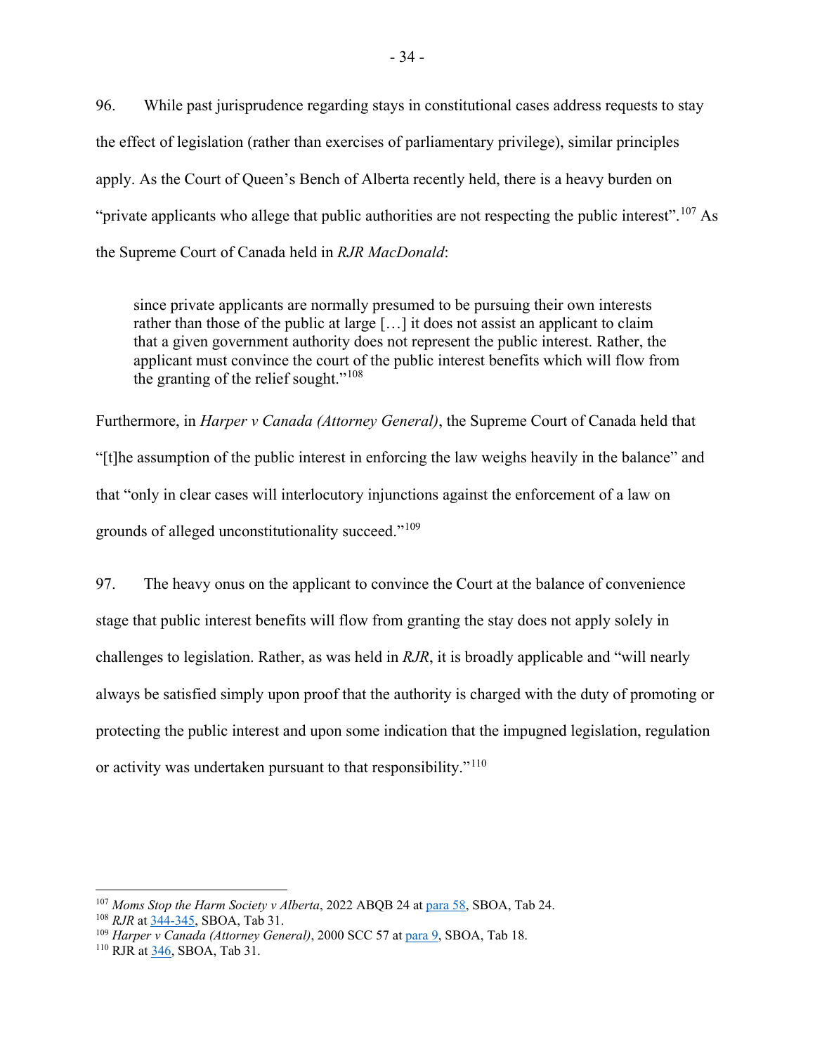96. While past jurisprudence regarding stays in constitutional cases address requests to stay the effect of legislation (rather than exercises of parliamentary privilege), similar principles apply. As the Court of Queen's Bench of Alberta recently held, there is a heavy burden on "private applicants who allege that public authorities are not respecting the public interest".[107] As the Supreme Court of Canada held in *RJR MacDonald*:

> since private applicants are normally presumed to be pursuing their own interests rather than those of the public at large […] it does not assist an applicant to claim that a given government authority does not represent the public interest. Rather, the applicant must convince the court of the public interest benefits which will flow from the granting of the relief sought."[108]

Furthermore, in *Harper v Canada (Attorney General)*, the Supreme Court of Canada held that "[t]he assumption of the public interest in enforcing the law weighs heavily in the balance" and that "only in clear cases will interlocutory injunctions against the enforcement of a law on grounds of alleged unconstitutionality succeed."[109]

97. The heavy onus on the applicant to convince the Court at the balance of convenience stage that public interest benefits will flow from granting the stay does not apply solely in challenges to legislation. Rather, as was held in *RJR*, it is broadly applicable and "will nearly always be satisfied simply upon proof that the authority is charged with the duty of promoting or protecting the public interest and upon some indication that the impugned legislation, regulation or activity was undertaken pursuant to that responsibility."[110]

---

[107] *Moms Stop the Harm Society v Alberta*, 2022 ABQB 24 at para 58, SBOA, Tab 24.

[108] *RJR* at 344-345, SBOA, Tab 31.

[109] *Harper v Canada (Attorney General)*, 2000 SCC 57 at para 9, SBOA, Tab 18.

[110] RJR at 346, SBOA, Tab 31.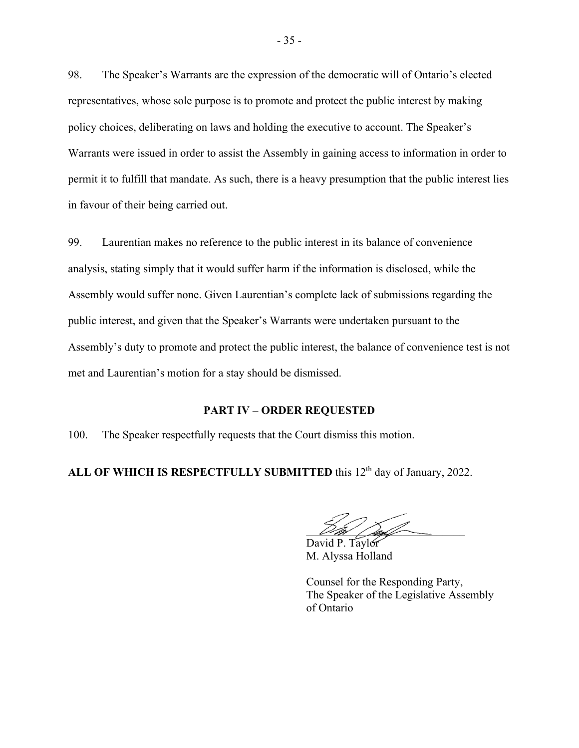98. The Speaker's Warrants are the expression of the democratic will of Ontario's elected representatives, whose sole purpose is to promote and protect the public interest by making policy choices, deliberating on laws and holding the executive to account. The Speaker's Warrants were issued in order to assist the Assembly in gaining access to information in order to permit it to fulfill that mandate. As such, there is a heavy presumption that the public interest lies in favour of their being carried out.

99. Laurentian makes no reference to the public interest in its balance of convenience analysis, stating simply that it would suffer harm if the information is disclosed, while the Assembly would suffer none. Given Laurentian's complete lack of submissions regarding the public interest, and given that the Speaker's Warrants were undertaken pursuant to the Assembly's duty to promote and protect the public interest, the balance of convenience test is not met and Laurentian's motion for a stay should be dismissed.

## PART IV – ORDER REQUESTED

100. The Speaker respectfully requests that the Court dismiss this motion.

**ALL OF WHICH IS RESPECTFULLY SUBMITTED** this 12th day of January, 2022.

David P. Taylor
M. Alyssa Holland

Counsel for the Responding Party,
The Speaker of the Legislative Assembly of Ontario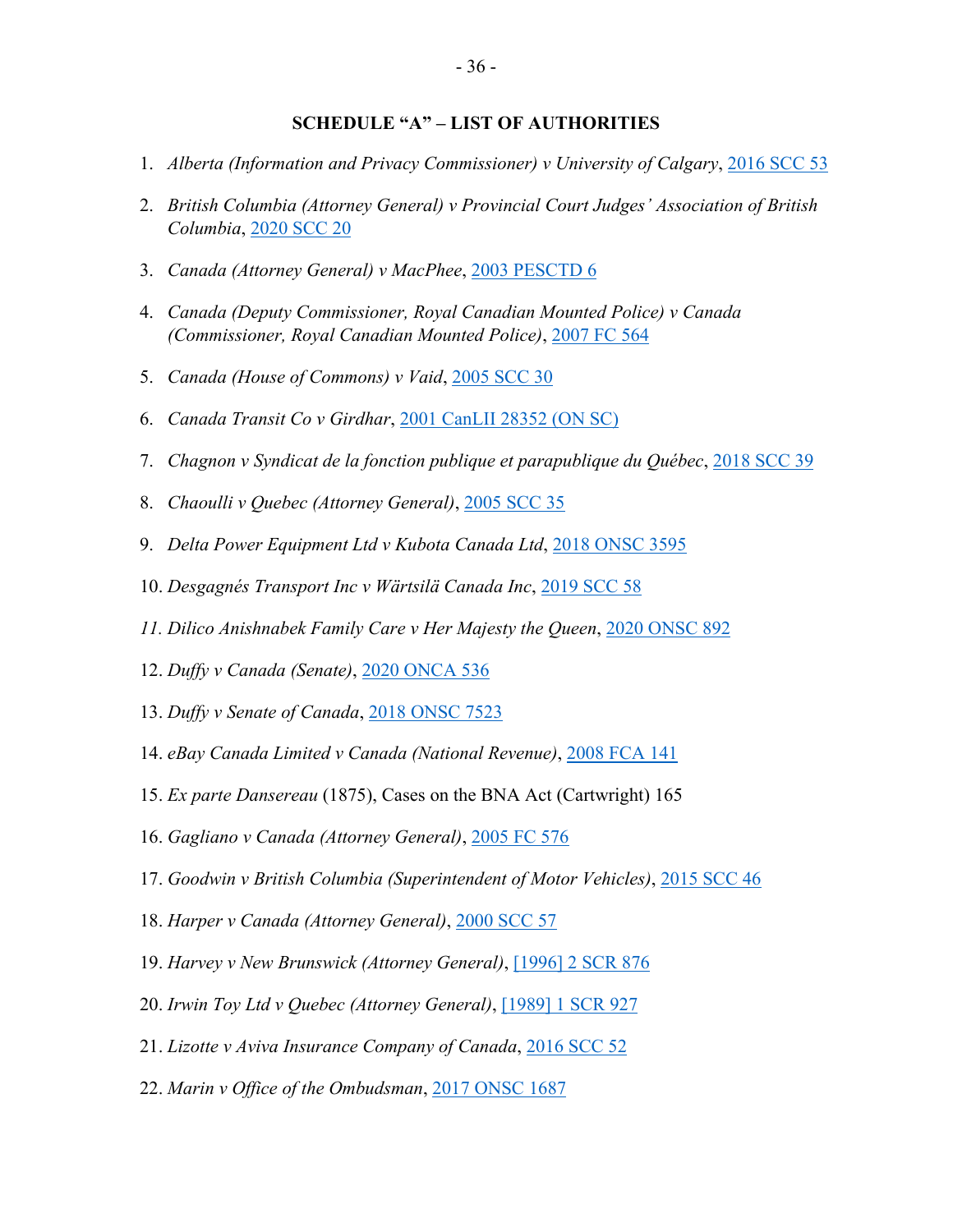## SCHEDULE "A" – LIST OF AUTHORITIES

1. *Alberta (Information and Privacy Commissioner) v University of Calgary*, 2016 SCC 53
2. *British Columbia (Attorney General) v Provincial Court Judges' Association of British Columbia*, 2020 SCC 20
3. *Canada (Attorney General) v MacPhee*, 2003 PESCTD 6
4. *Canada (Deputy Commissioner, Royal Canadian Mounted Police) v Canada (Commissioner, Royal Canadian Mounted Police)*, 2007 FC 564
5. *Canada (House of Commons) v Vaid*, 2005 SCC 30
6. *Canada Transit Co v Girdhar*, 2001 CanLII 28352 (ON SC)
7. *Chagnon v Syndicat de la fonction publique et parapublique du Québec*, 2018 SCC 39
8. *Chaoulli v Quebec (Attorney General)*, 2005 SCC 35
9. *Delta Power Equipment Ltd v Kubota Canada Ltd*, 2018 ONSC 3595
10. *Desgagnés Transport Inc v Wärtsilä Canada Inc*, 2019 SCC 58
11. *Dilico Anishnabek Family Care v Her Majesty the Queen*, 2020 ONSC 892
12. *Duffy v Canada (Senate)*, 2020 ONCA 536
13. *Duffy v Senate of Canada*, 2018 ONSC 7523
14. *eBay Canada Limited v Canada (National Revenue)*, 2008 FCA 141
15. *Ex parte Dansereau* (1875), Cases on the BNA Act (Cartwright) 165
16. *Gagliano v Canada (Attorney General)*, 2005 FC 576
17. *Goodwin v British Columbia (Superintendent of Motor Vehicles)*, 2015 SCC 46
18. *Harper v Canada (Attorney General)*, 2000 SCC 57
19. *Harvey v New Brunswick (Attorney General)*, [1996] 2 SCR 876
20. *Irwin Toy Ltd v Quebec (Attorney General)*, [1989] 1 SCR 927
21. *Lizotte v Aviva Insurance Company of Canada*, 2016 SCC 52
22. *Marin v Office of the Ombudsman*, 2017 ONSC 1687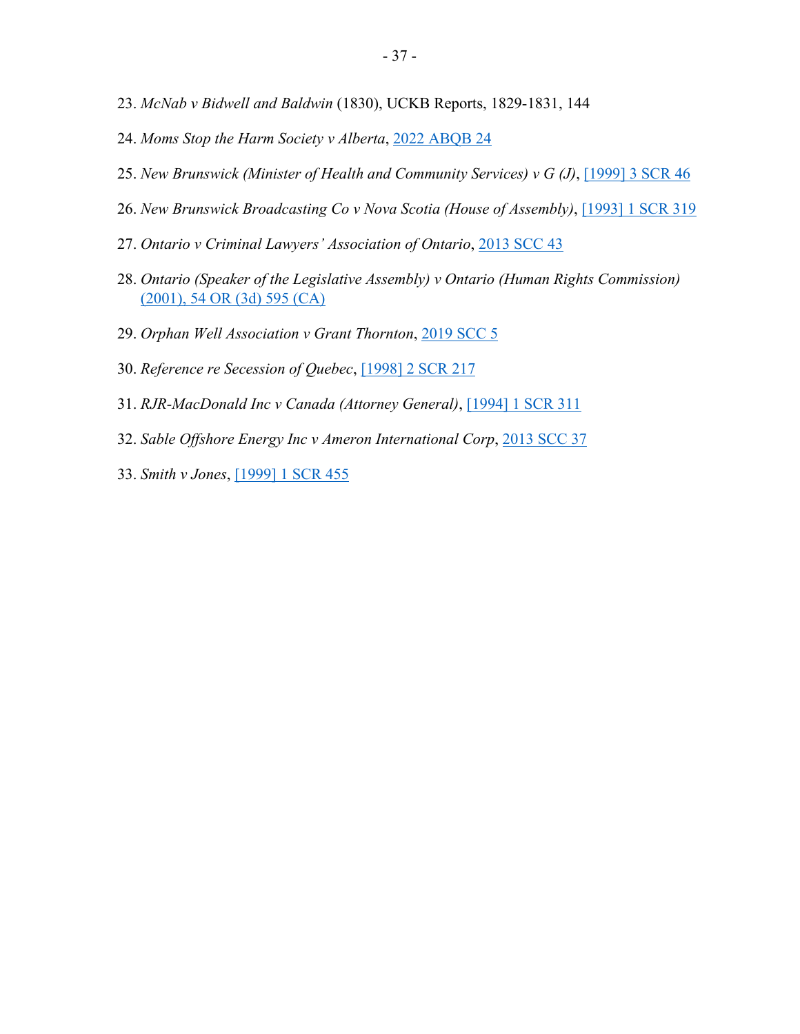23. *McNab v Bidwell and Baldwin* (1830), UCKB Reports, 1829-1831, 144

24. *Moms Stop the Harm Society v Alberta*, 2022 ABQB 24

25. *New Brunswick (Minister of Health and Community Services) v G (J)*, [1999] 3 SCR 46

26. *New Brunswick Broadcasting Co v Nova Scotia (House of Assembly)*, [1993] 1 SCR 319

27. *Ontario v Criminal Lawyers' Association of Ontario*, 2013 SCC 43

28. *Ontario (Speaker of the Legislative Assembly) v Ontario (Human Rights Commission)* (2001), 54 OR (3d) 595 (CA)

29. *Orphan Well Association v Grant Thornton*, 2019 SCC 5

30. *Reference re Secession of Quebec*, [1998] 2 SCR 217

31. *RJR-MacDonald Inc v Canada (Attorney General)*, [1994] 1 SCR 311

32. *Sable Offshore Energy Inc v Ameron International Corp*, 2013 SCC 37

33. *Smith v Jones*, [1999] 1 SCR 455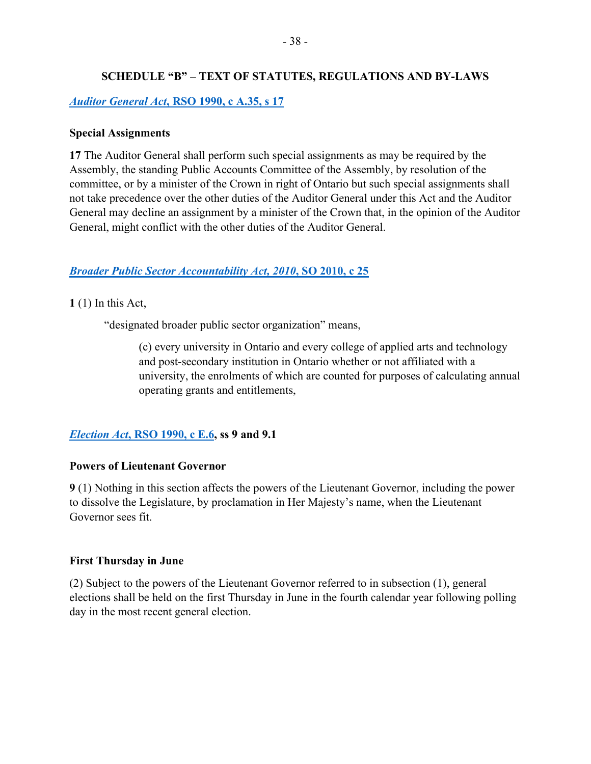## SCHEDULE "B" – TEXT OF STATUTES, REGULATIONS AND BY-LAWS

***Auditor General Act*, RSO 1990, c A.35, s 17**

**Special Assignments**

**17** The Auditor General shall perform such special assignments as may be required by the Assembly, the standing Public Accounts Committee of the Assembly, by resolution of the committee, or by a minister of the Crown in right of Ontario but such special assignments shall not take precedence over the other duties of the Auditor General under this Act and the Auditor General may decline an assignment by a minister of the Crown that, in the opinion of the Auditor General, might conflict with the other duties of the Auditor General.

***Broader Public Sector Accountability Act, 2010*, SO 2010, c 25**

**1** (1) In this Act,

> "designated broader public sector organization" means,
>
> > (c) every university in Ontario and every college of applied arts and technology and post-secondary institution in Ontario whether or not affiliated with a university, the enrolments of which are counted for purposes of calculating annual operating grants and entitlements,

***Election Act*, RSO 1990, c E.6, ss 9 and 9.1**

**Powers of Lieutenant Governor**

**9** (1) Nothing in this section affects the powers of the Lieutenant Governor, including the power to dissolve the Legislature, by proclamation in Her Majesty's name, when the Lieutenant Governor sees fit.

**First Thursday in June**

(2) Subject to the powers of the Lieutenant Governor referred to in subsection (1), general elections shall be held on the first Thursday in June in the fourth calendar year following polling day in the most recent general election.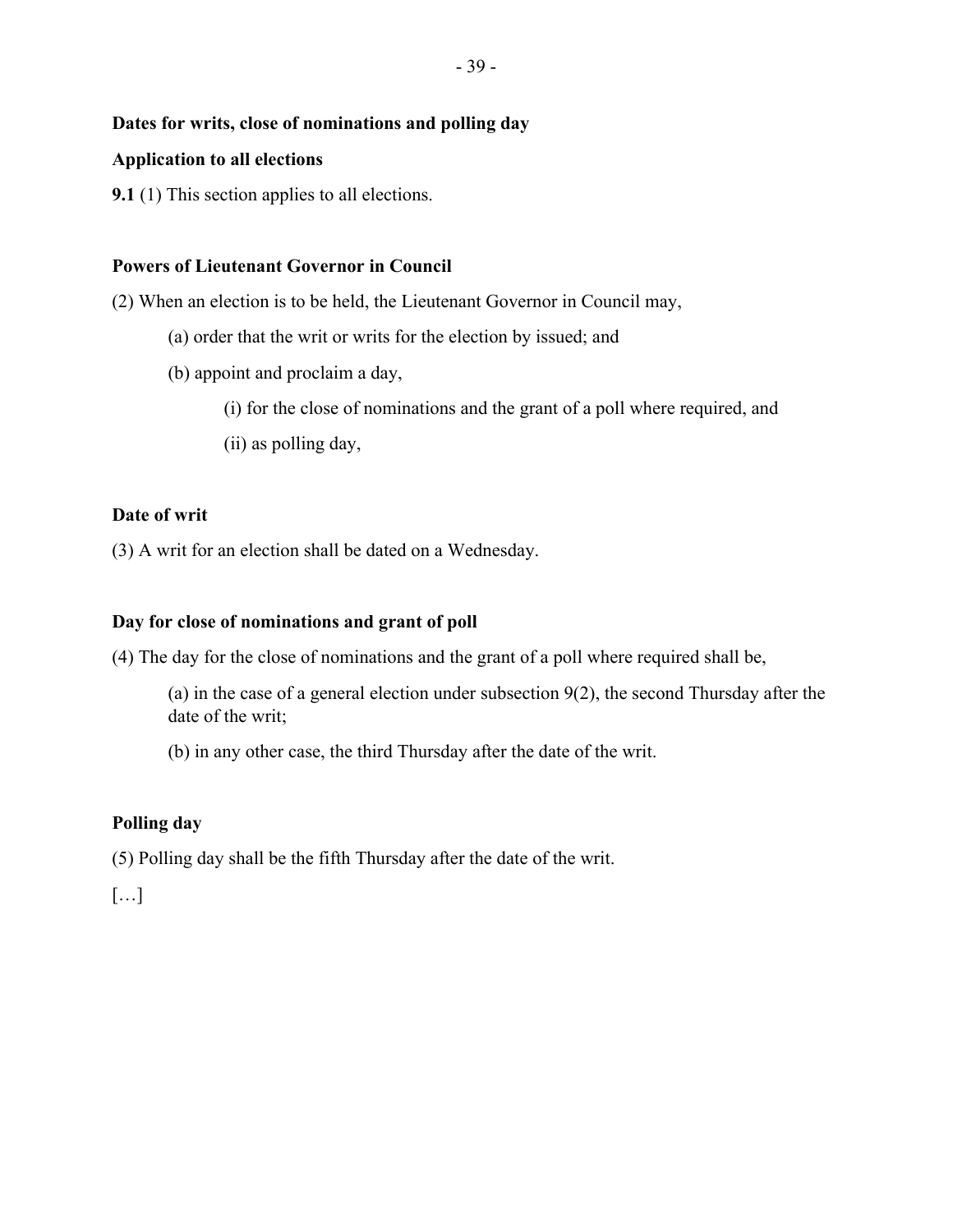**Dates for writs, close of nominations and polling day**

**Application to all elections**

**9.1** (1) This section applies to all elections.

**Powers of Lieutenant Governor in Council**

(2) When an election is to be held, the Lieutenant Governor in Council may,

(a) order that the writ or writs for the election by issued; and

(b) appoint and proclaim a day,

(i) for the close of nominations and the grant of a poll where required, and

(ii) as polling day,

**Date of writ**

(3) A writ for an election shall be dated on a Wednesday.

**Day for close of nominations and grant of poll**

(4) The day for the close of nominations and the grant of a poll where required shall be,

(a) in the case of a general election under subsection 9(2), the second Thursday after the date of the writ;

(b) in any other case, the third Thursday after the date of the writ.

**Polling day**

(5) Polling day shall be the fifth Thursday after the date of the writ.

[…]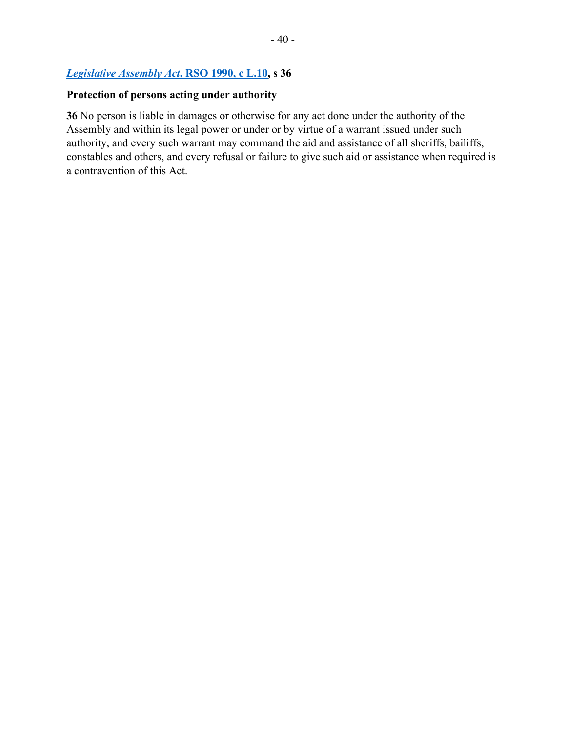***Legislative Assembly Act*, RSO 1990, c L.10, s 36**

**Protection of persons acting under authority**

**36** No person is liable in damages or otherwise for any act done under the authority of the Assembly and within its legal power or under or by virtue of a warrant issued under such authority, and every such warrant may command the aid and assistance of all sheriffs, bailiffs, constables and others, and every refusal or failure to give such aid or assistance when required is a contravention of this Act.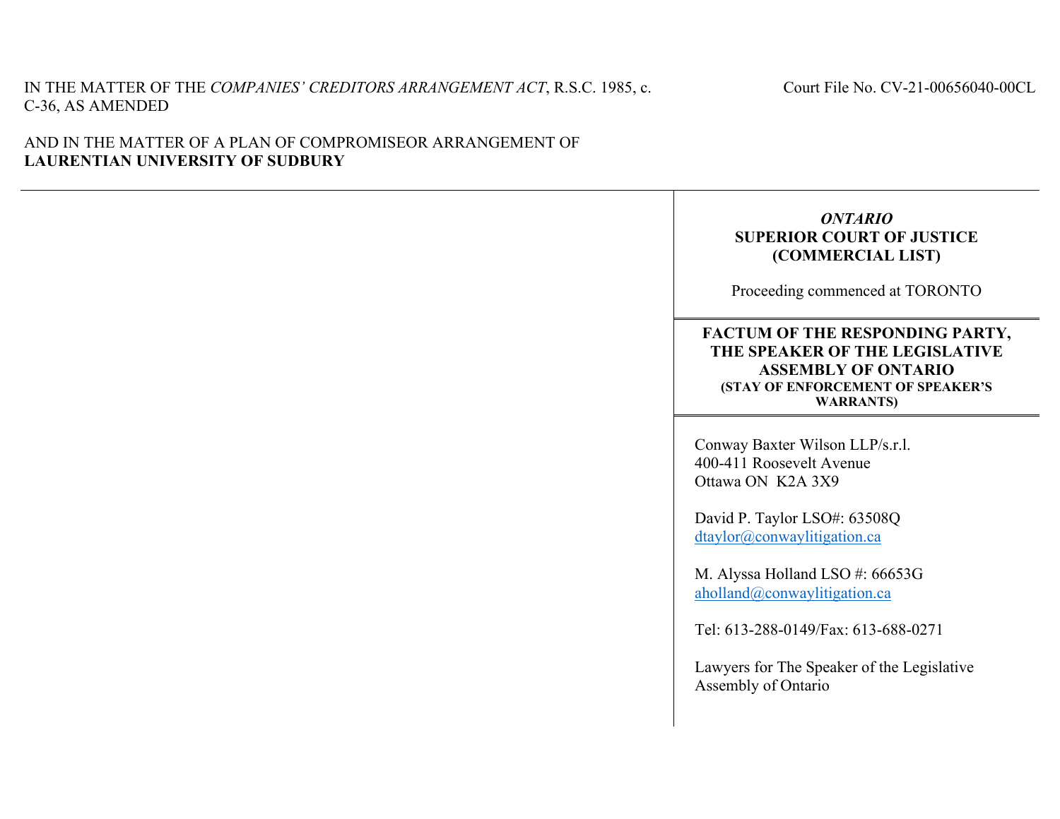IN THE MATTER OF THE *COMPANIES' CREDITORS ARRANGEMENT ACT*, R.S.C. 1985, c. C-36, AS AMENDED

Court File No. CV-21-00656040-00CL

AND IN THE MATTER OF A PLAN OF COMPROMISEOR ARRANGEMENT OF **LAURENTIAN UNIVERSITY OF SUDBURY**

***ONTARIO***
**SUPERIOR COURT OF JUSTICE**
**(COMMERCIAL LIST)**

Proceeding commenced at TORONTO

**FACTUM OF THE RESPONDING PARTY, THE SPEAKER OF THE LEGISLATIVE ASSEMBLY OF ONTARIO**
**(STAY OF ENFORCEMENT OF SPEAKER'S WARRANTS)**

Conway Baxter Wilson LLP/s.r.l.
400-411 Roosevelt Avenue
Ottawa ON K2A 3X9

David P. Taylor LSO#: 63508Q
dtaylor@conwaylitigation.ca

M. Alyssa Holland LSO #: 66653G
aholland@conwaylitigation.ca

Tel: 613-288-0149/Fax: 613-688-0271

Lawyers for The Speaker of the Legislative Assembly of Ontario